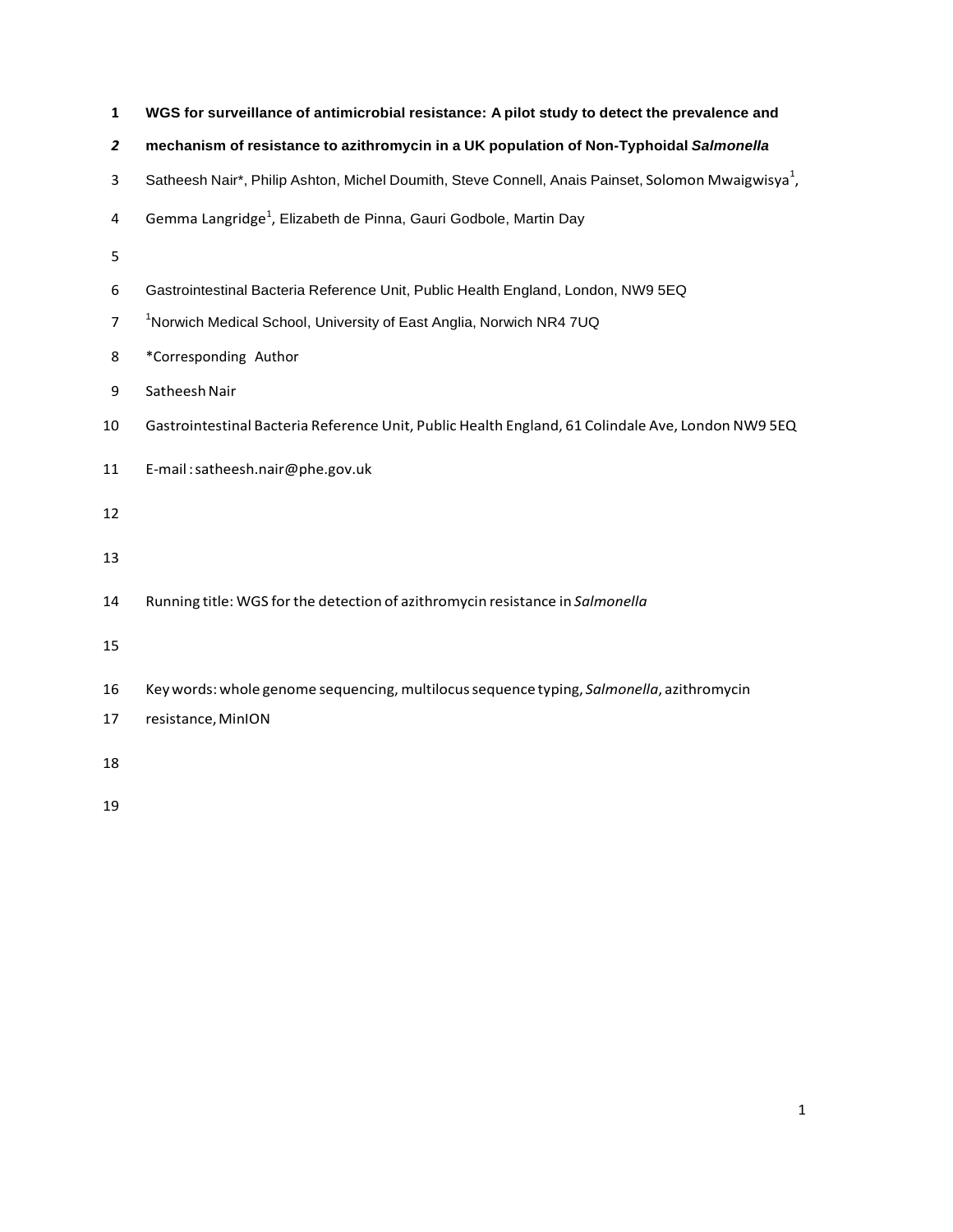# WGS for surveillance of antimicrobial resistance: A pilot study to detect the prevalence and mechanism of resistance to azithromycin in a UK population of Non-Typhoidal *Salmonella*

Satheesh Nair*, Philip Ashton, Michel Doumith, Steve Connell, Anais Painset, Solomon Mwaigwisya[1], Gemma Langridge[1], Elizabeth de Pinna, Gauri Godbole, Martin Day

Gastrointestinal Bacteria Reference Unit, Public Health England, London, NW9 5EQ

[1]Norwich Medical School, University of East Anglia, Norwich NR4 7UQ

*Corresponding Author

Satheesh Nair

Gastrointestinal Bacteria Reference Unit, Public Health England, 61 Colindale Ave, London NW9 5EQ

E-mail : satheesh.nair@phe.gov.uk

Running title: WGS for the detection of azithromycin resistance in *Salmonella*

Key words: whole genome sequencing, multilocus sequence typing, *Salmonella*, azithromycin resistance, MinION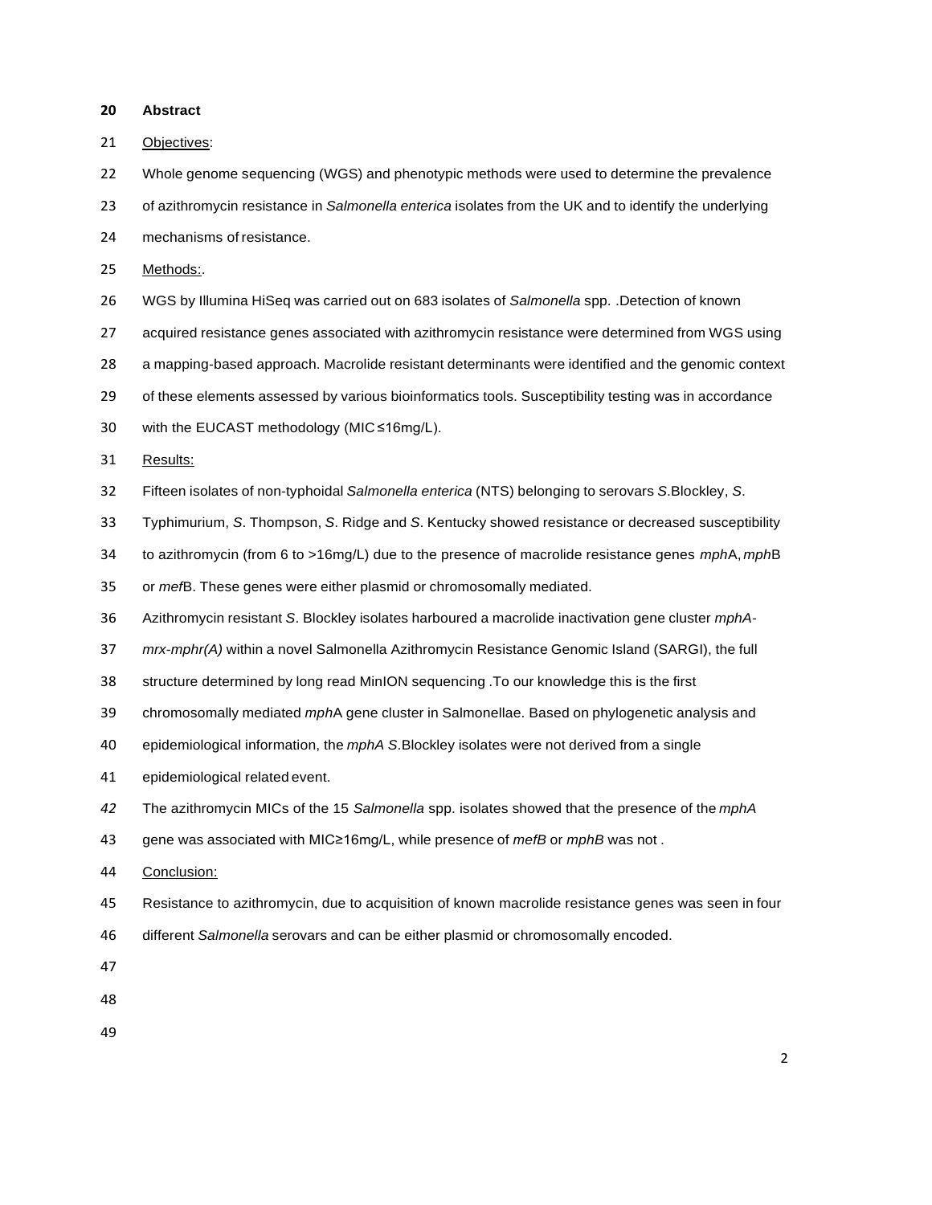## Abstract

<u>Objectives</u>:

Whole genome sequencing (WGS) and phenotypic methods were used to determine the prevalence of azithromycin resistance in *Salmonella enterica* isolates from the UK and to identify the underlying mechanisms of resistance.

<u>Methods:</u>.

WGS by Illumina HiSeq was carried out on 683 isolates of *Salmonella* spp. .Detection of known acquired resistance genes associated with azithromycin resistance were determined from WGS using a mapping-based approach. Macrolide resistant determinants were identified and the genomic context of these elements assessed by various bioinformatics tools. Susceptibility testing was in accordance with the EUCAST methodology (MIC≤16mg/L).

<u>Results:</u>

Fifteen isolates of non-typhoidal *Salmonella enterica* (NTS) belonging to serovars *S*.Blockley, *S*. Typhimurium, *S*. Thompson, *S*. Ridge and *S*. Kentucky showed resistance or decreased susceptibility to azithromycin (from 6 to >16mg/L) due to the presence of macrolide resistance genes *mph*A, *mph*B or *mef*B. These genes were either plasmid or chromosomally mediated.

Azithromycin resistant *S*. Blockley isolates harboured a macrolide inactivation gene cluster *mphA-mrx-mphr(A)* within a novel Salmonella Azithromycin Resistance Genomic Island (SARGI), the full structure determined by long read MinION sequencing .To our knowledge this is the first chromosomally mediated *mph*A gene cluster in Salmonellae. Based on phylogenetic analysis and epidemiological information, the *mphA S*.Blockley isolates were not derived from a single epidemiological related event.

The azithromycin MICs of the 15 *Salmonella* spp. isolates showed that the presence of the *mphA* gene was associated with MIC≥16mg/L, while presence of *mefB* or *mphB* was not .

<u>Conclusion:</u>

Resistance to azithromycin, due to acquisition of known macrolide resistance genes was seen in four different *Salmonella* serovars and can be either plasmid or chromosomally encoded.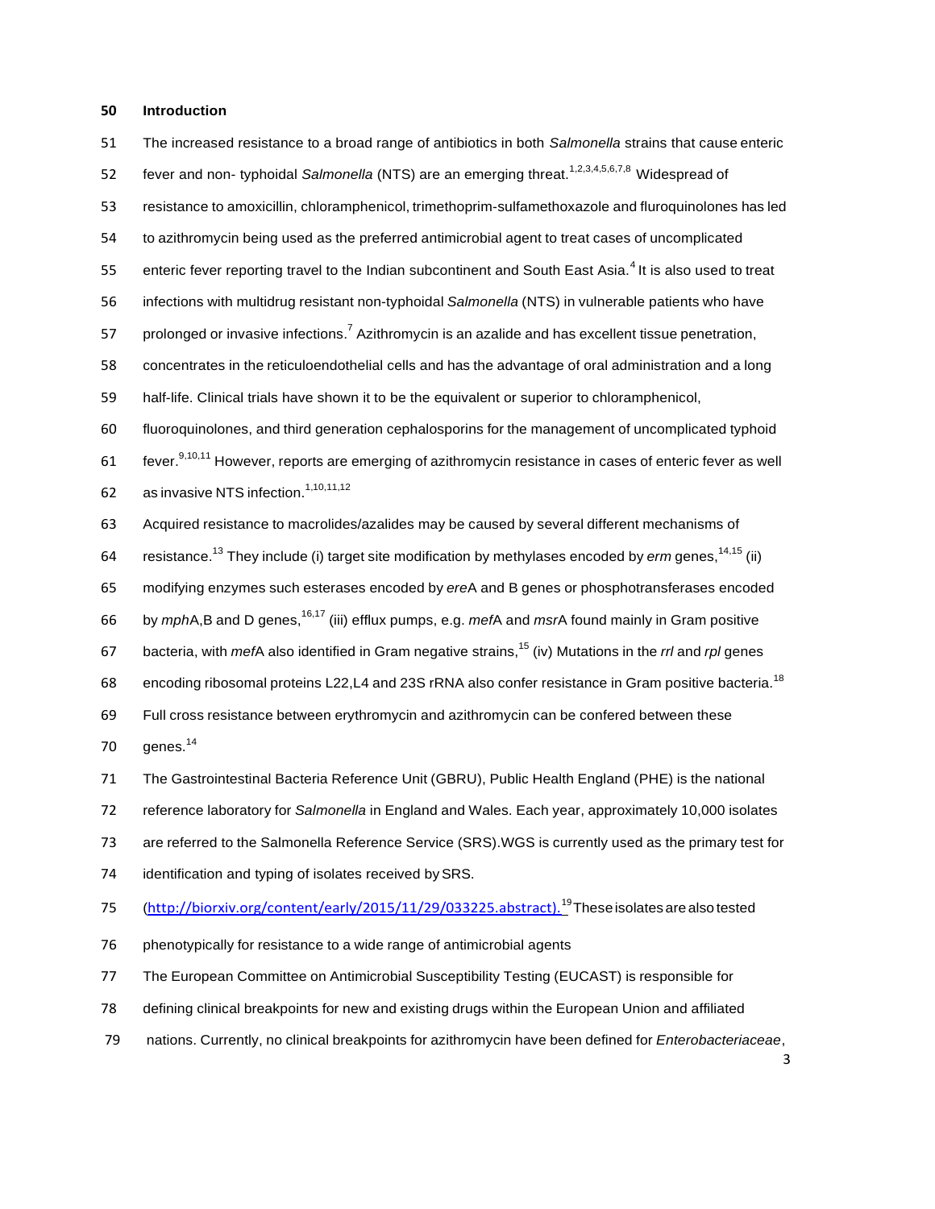## Introduction

The increased resistance to a broad range of antibiotics in both *Salmonella* strains that cause enteric fever and non- typhoidal *Salmonella* (NTS) are an emerging threat.[1,2,3,4,5,6,7,8] Widespread of resistance to amoxicillin, chloramphenicol, trimethoprim-sulfamethoxazole and fluroquinolones has led to azithromycin being used as the preferred antimicrobial agent to treat cases of uncomplicated enteric fever reporting travel to the Indian subcontinent and South East Asia.[4] It is also used to treat infections with multidrug resistant non-typhoidal *Salmonella* (NTS) in vulnerable patients who have prolonged or invasive infections.[7] Azithromycin is an azalide and has excellent tissue penetration, concentrates in the reticuloendothelial cells and has the advantage of oral administration and a long half-life. Clinical trials have shown it to be the equivalent or superior to chloramphenicol, fluoroquinolones, and third generation cephalosporins for the management of uncomplicated typhoid fever.[9,10,11] However, reports are emerging of azithromycin resistance in cases of enteric fever as well as invasive NTS infection.[1,10,11,12]

Acquired resistance to macrolides/azalides may be caused by several different mechanisms of resistance.[13] They include (i) target site modification by methylases encoded by *erm* genes,[14,15] (ii) modifying enzymes such esterases encoded by *ere*A and B genes or phosphotransferases encoded by *mph*A,B and D genes,[16,17] (iii) efflux pumps, e.g. *mef*A and *msr*A found mainly in Gram positive bacteria, with *mef*A also identified in Gram negative strains,[15] (iv) Mutations in the *rrl* and *rpl* genes encoding ribosomal proteins L22,L4 and 23S rRNA also confer resistance in Gram positive bacteria.[18] Full cross resistance between erythromycin and azithromycin can be confered between these genes.[14]

The Gastrointestinal Bacteria Reference Unit (GBRU), Public Health England (PHE) is the national reference laboratory for *Salmonella* in England and Wales. Each year, approximately 10,000 isolates are referred to the Salmonella Reference Service (SRS).WGS is currently used as the primary test for identification and typing of isolates received by SRS. (http://biorxiv.org/content/early/2015/11/29/033225.abstract).[19] These isolates are also tested phenotypically for resistance to a wide range of antimicrobial agents

The European Committee on Antimicrobial Susceptibility Testing (EUCAST) is responsible for defining clinical breakpoints for new and existing drugs within the European Union and affiliated nations. Currently, no clinical breakpoints for azithromycin have been defined for *Enterobacteriaceae*,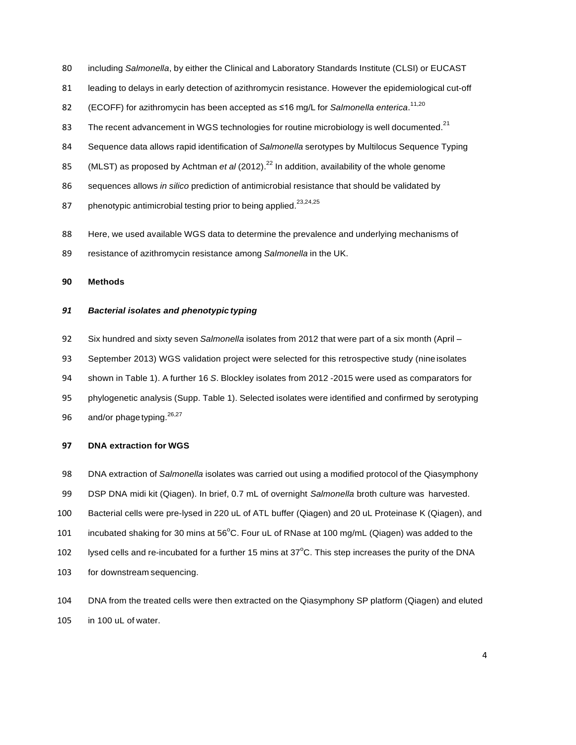including *Salmonella*, by either the Clinical and Laboratory Standards Institute (CLSI) or EUCAST leading to delays in early detection of azithromycin resistance. However the epidemiological cut-off (ECOFF) for azithromycin has been accepted as ≤16 mg/L for *Salmonella enterica*.[11,20] The recent advancement in WGS technologies for routine microbiology is well documented.[21] Sequence data allows rapid identification of *Salmonella* serotypes by Multilocus Sequence Typing (MLST) as proposed by Achtman *et al* (2012).[22] In addition, availability of the whole genome sequences allows *in silico* prediction of antimicrobial resistance that should be validated by phenotypic antimicrobial testing prior to being applied.[23,24,25]

Here, we used available WGS data to determine the prevalence and underlying mechanisms of resistance of azithromycin resistance among *Salmonella* in the UK.

## Methods

### *Bacterial isolates and phenotypic typing*

Six hundred and sixty seven *Salmonella* isolates from 2012 that were part of a six month (April – September 2013) WGS validation project were selected for this retrospective study (nine isolates shown in Table 1). A further 16 *S*. Blockley isolates from 2012 -2015 were used as comparators for phylogenetic analysis (Supp. Table 1). Selected isolates were identified and confirmed by serotyping and/or phage typing.[26,27]

### DNA extraction for WGS

DNA extraction of *Salmonella* isolates was carried out using a modified protocol of the Qiasymphony DSP DNA midi kit (Qiagen). In brief, 0.7 mL of overnight *Salmonella* broth culture was harvested. Bacterial cells were pre-lysed in 220 uL of ATL buffer (Qiagen) and 20 uL Proteinase K (Qiagen), and incubated shaking for 30 mins at 56°C. Four uL of RNase at 100 mg/mL (Qiagen) was added to the lysed cells and re-incubated for a further 15 mins at 37°C. This step increases the purity of the DNA for downstream sequencing.

DNA from the treated cells were then extracted on the Qiasymphony SP platform (Qiagen) and eluted in 100 uL of water.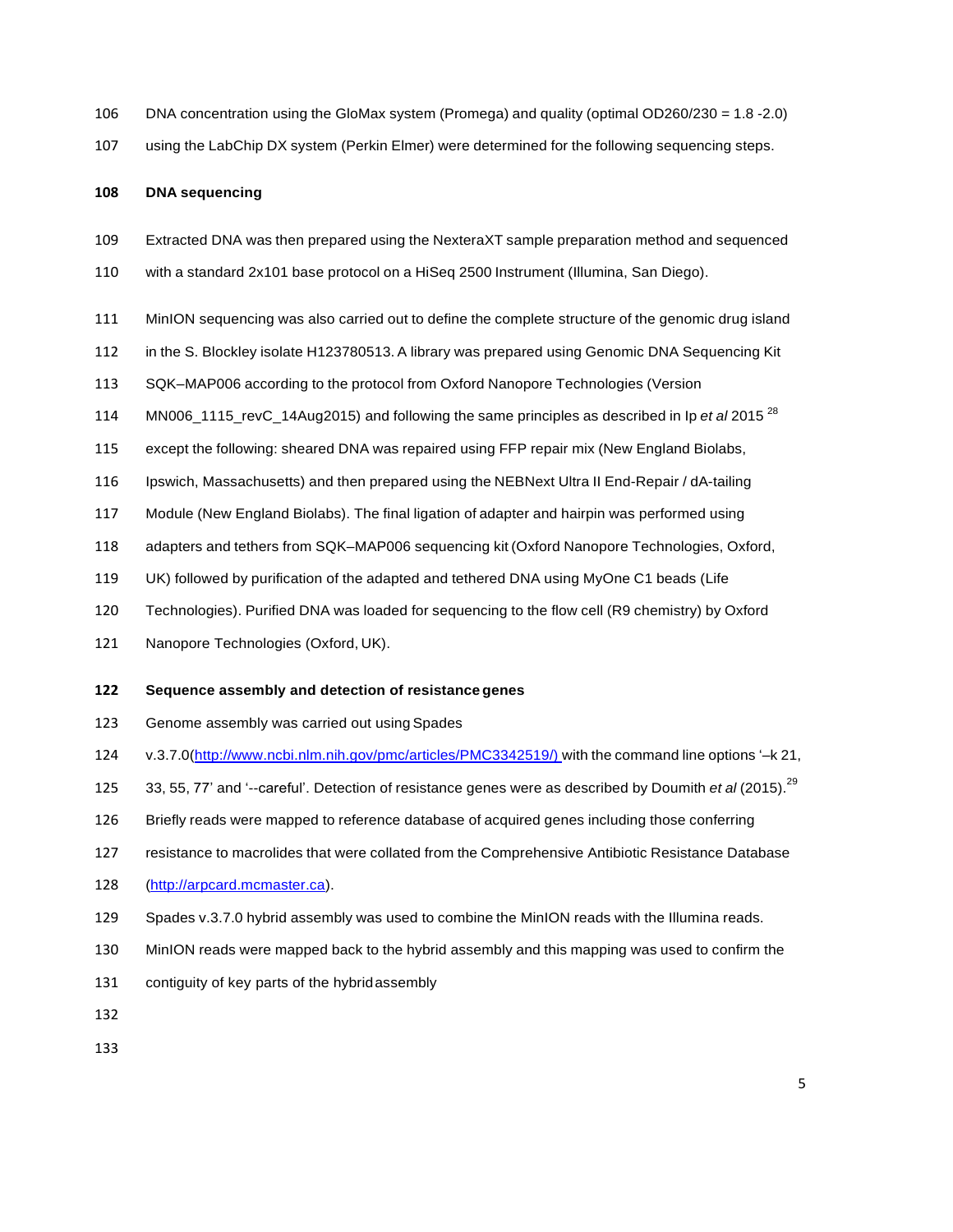DNA concentration using the GloMax system (Promega) and quality (optimal OD260/230 = 1.8 -2.0) using the LabChip DX system (Perkin Elmer) were determined for the following sequencing steps.

### DNA sequencing

Extracted DNA was then prepared using the NexteraXT sample preparation method and sequenced with a standard 2x101 base protocol on a HiSeq 2500 Instrument (Illumina, San Diego).

MinION sequencing was also carried out to define the complete structure of the genomic drug island in the S. Blockley isolate H123780513. A library was prepared using Genomic DNA Sequencing Kit SQK–MAP006 according to the protocol from Oxford Nanopore Technologies (Version MN006_1115_revC_14Aug2015) and following the same principles as described in Ip *et al* 2015 [28] except the following: sheared DNA was repaired using FFP repair mix (New England Biolabs, Ipswich, Massachusetts) and then prepared using the NEBNext Ultra II End-Repair / dA-tailing Module (New England Biolabs). The final ligation of adapter and hairpin was performed using adapters and tethers from SQK–MAP006 sequencing kit (Oxford Nanopore Technologies, Oxford, UK) followed by purification of the adapted and tethered DNA using MyOne C1 beads (Life Technologies). Purified DNA was loaded for sequencing to the flow cell (R9 chemistry) by Oxford Nanopore Technologies (Oxford, UK).

### Sequence assembly and detection of resistance genes

Genome assembly was carried out using Spades v.3.7.0(http://www.ncbi.nlm.nih.gov/pmc/articles/PMC3342519/) with the command line options '–k 21, 33, 55, 77' and '--careful'. Detection of resistance genes were as described by Doumith *et al* (2015).[29] Briefly reads were mapped to reference database of acquired genes including those conferring resistance to macrolides that were collated from the Comprehensive Antibiotic Resistance Database (http://arpcard.mcmaster.ca).

Spades v.3.7.0 hybrid assembly was used to combine the MinION reads with the Illumina reads. MinION reads were mapped back to the hybrid assembly and this mapping was used to confirm the contiguity of key parts of the hybrid assembly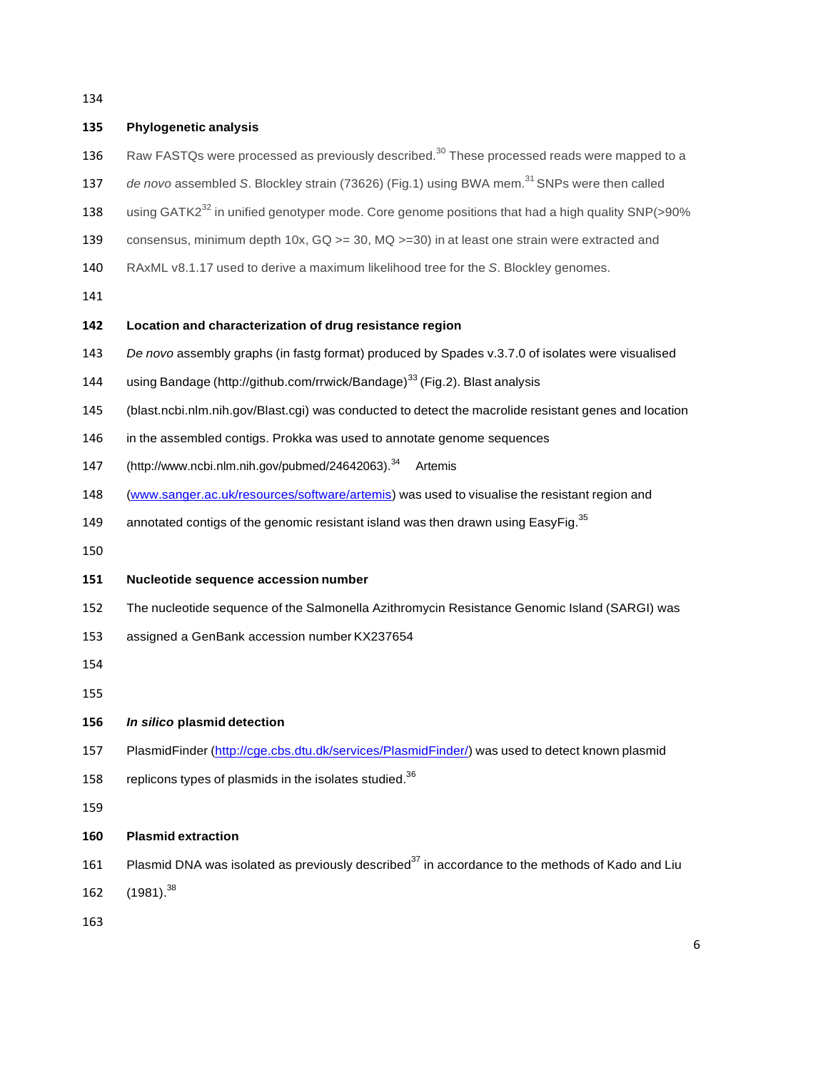## Phylogenetic analysis

Raw FASTQs were processed as previously described.[30] These processed reads were mapped to a *de novo* assembled *S*. Blockley strain (73626) (Fig.1) using BWA mem.[31] SNPs were then called using GATK2[32] in unified genotyper mode. Core genome positions that had a high quality SNP(>90% consensus, minimum depth 10x, GQ >= 30, MQ >=30) in at least one strain were extracted and RAxML v8.1.17 used to derive a maximum likelihood tree for the *S*. Blockley genomes.

## Location and characterization of drug resistance region

*De novo* assembly graphs (in fastg format) produced by Spades v.3.7.0 of isolates were visualised using Bandage (http://github.com/rrwick/Bandage)[33] (Fig.2). Blast analysis (blast.ncbi.nlm.nih.gov/Blast.cgi) was conducted to detect the macrolide resistant genes and location in the assembled contigs. Prokka was used to annotate genome sequences (http://www.ncbi.nlm.nih.gov/pubmed/24642063).[34] Artemis (www.sanger.ac.uk/resources/software/artemis) was used to visualise the resistant region and annotated contigs of the genomic resistant island was then drawn using EasyFig.[35]

## Nucleotide sequence accession number

The nucleotide sequence of the Salmonella Azithromycin Resistance Genomic Island (SARGI) was assigned a GenBank accession number KX237654

## *In silico* plasmid detection

PlasmidFinder (http://cge.cbs.dtu.dk/services/PlasmidFinder/) was used to detect known plasmid replicons types of plasmids in the isolates studied.[36]

## Plasmid extraction

Plasmid DNA was isolated as previously described[37] in accordance to the methods of Kado and Liu (1981).[38]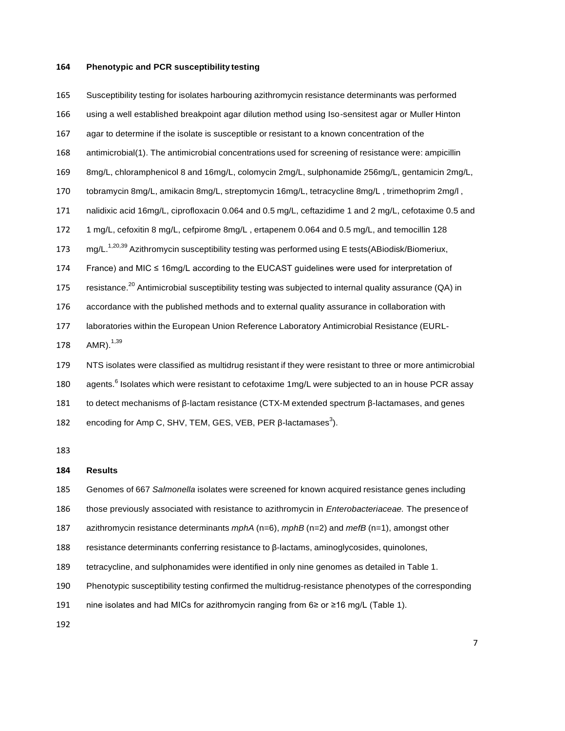**Phenotypic and PCR susceptibility testing**

Susceptibility testing for isolates harbouring azithromycin resistance determinants was performed using a well established breakpoint agar dilution method using Iso-sensitest agar or Muller Hinton agar to determine if the isolate is susceptible or resistant to a known concentration of the antimicrobial(1). The antimicrobial concentrations used for screening of resistance were: ampicillin 8mg/L, chloramphenicol 8 and 16mg/L, colomycin 2mg/L, sulphonamide 256mg/L, gentamicin 2mg/L, tobramycin 8mg/L, amikacin 8mg/L, streptomycin 16mg/L, tetracycline 8mg/L , trimethoprim 2mg/l , nalidixic acid 16mg/L, ciprofloxacin 0.064 and 0.5 mg/L, ceftazidime 1 and 2 mg/L, cefotaxime 0.5 and 1 mg/L, cefoxitin 8 mg/L, cefpirome 8mg/L , ertapenem 0.064 and 0.5 mg/L, and temocillin 128 mg/L.[1,20,39] Azithromycin susceptibility testing was performed using E tests(ABiodisk/Biomeriux, France) and MIC ≤ 16mg/L according to the EUCAST guidelines were used for interpretation of resistance.[20] Antimicrobial susceptibility testing was subjected to internal quality assurance (QA) in accordance with the published methods and to external quality assurance in collaboration with laboratories within the European Union Reference Laboratory Antimicrobial Resistance (EURL-AMR).[1,39]

NTS isolates were classified as multidrug resistant if they were resistant to three or more antimicrobial agents.[6] Isolates which were resistant to cefotaxime 1mg/L were subjected to an in house PCR assay to detect mechanisms of β-lactam resistance (CTX-M extended spectrum β-lactamases, and genes encoding for Amp C, SHV, TEM, GES, VEB, PER β-lactamases[3]).

**Results**

Genomes of 667 *Salmonella* isolates were screened for known acquired resistance genes including those previously associated with resistance to azithromycin in *Enterobacteriaceae.* The presence of azithromycin resistance determinants *mphA* (n=6), *mphB* (n=2) and *mefB* (n=1), amongst other resistance determinants conferring resistance to β-lactams, aminoglycosides, quinolones, tetracycline, and sulphonamides were identified in only nine genomes as detailed in Table 1. Phenotypic susceptibility testing confirmed the multidrug-resistance phenotypes of the corresponding nine isolates and had MICs for azithromycin ranging from 6≥ or ≥16 mg/L (Table 1).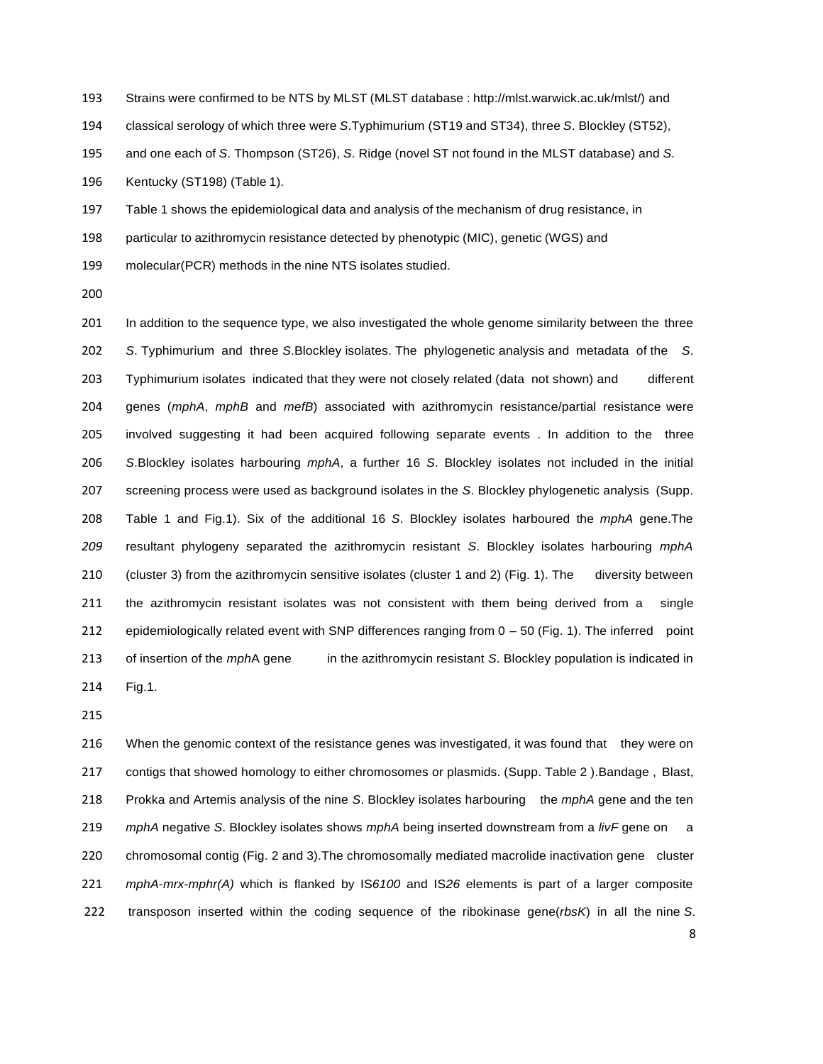Strains were confirmed to be NTS by MLST (MLST database : http://mlst.warwick.ac.uk/mlst/) and classical serology of which three were *S*.Typhimurium (ST19 and ST34), three *S*. Blockley (ST52), and one each of *S*. Thompson (ST26), *S*. Ridge (novel ST not found in the MLST database) and *S*. Kentucky (ST198) (Table 1).

Table 1 shows the epidemiological data and analysis of the mechanism of drug resistance, in particular to azithromycin resistance detected by phenotypic (MIC), genetic (WGS) and molecular(PCR) methods in the nine NTS isolates studied.

In addition to the sequence type, we also investigated the whole genome similarity between the three *S*. Typhimurium and three *S*.Blockley isolates. The phylogenetic analysis and metadata of the *S*. Typhimurium isolates indicated that they were not closely related (data not shown) and different genes (*mphA*, *mphB* and *mefB*) associated with azithromycin resistance/partial resistance were involved suggesting it had been acquired following separate events . In addition to the three *S*.Blockley isolates harbouring *mphA*, a further 16 *S*. Blockley isolates not included in the initial screening process were used as background isolates in the *S*. Blockley phylogenetic analysis (Supp. Table 1 and Fig.1). Six of the additional 16 *S*. Blockley isolates harboured the *mphA* gene.The resultant phylogeny separated the azithromycin resistant *S*. Blockley isolates harbouring *mphA* (cluster 3) from the azithromycin sensitive isolates (cluster 1 and 2) (Fig. 1). The diversity between the azithromycin resistant isolates was not consistent with them being derived from a single epidemiologically related event with SNP differences ranging from 0 – 50 (Fig. 1). The inferred point of insertion of the *mph*A gene in the azithromycin resistant *S*. Blockley population is indicated in Fig.1.

When the genomic context of the resistance genes was investigated, it was found that they were on contigs that showed homology to either chromosomes or plasmids. (Supp. Table 2 ).Bandage , Blast, Prokka and Artemis analysis of the nine *S*. Blockley isolates harbouring the *mphA* gene and the ten *mphA* negative *S*. Blockley isolates shows *mphA* being inserted downstream from a *livF* gene on a chromosomal contig (Fig. 2 and 3).The chromosomally mediated macrolide inactivation gene cluster *mphA-mrx-mphr(A)* which is flanked by IS*6100* and IS*26* elements is part of a larger composite transposon inserted within the coding sequence of the ribokinase gene(*rbsK*) in all the nine *S*.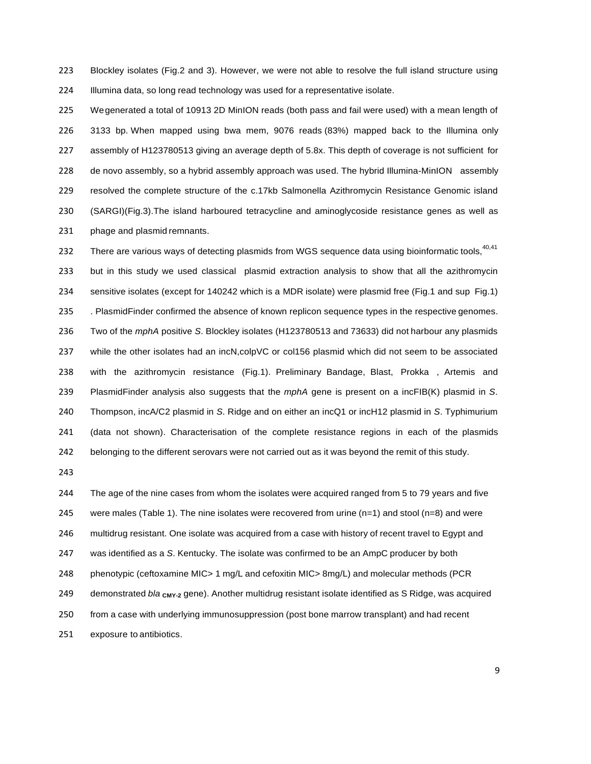Blockley isolates (Fig.2 and 3). However, we were not able to resolve the full island structure using Illumina data, so long read technology was used for a representative isolate.

We generated a total of 10913 2D MinION reads (both pass and fail were used) with a mean length of 3133 bp. When mapped using bwa mem, 9076 reads (83%) mapped back to the Illumina only assembly of H123780513 giving an average depth of 5.8x. This depth of coverage is not sufficient for de novo assembly, so a hybrid assembly approach was used. The hybrid Illumina-MinION assembly resolved the complete structure of the c.17kb Salmonella Azithromycin Resistance Genomic island (SARGI)(Fig.3).The island harboured tetracycline and aminoglycoside resistance genes as well as phage and plasmid remnants.

There are various ways of detecting plasmids from WGS sequence data using bioinformatic tools,[40,41] but in this study we used classical plasmid extraction analysis to show that all the azithromycin sensitive isolates (except for 140242 which is a MDR isolate) were plasmid free (Fig.1 and sup Fig.1) . PlasmidFinder confirmed the absence of known replicon sequence types in the respective genomes. Two of the *mphA* positive *S*. Blockley isolates (H123780513 and 73633) did not harbour any plasmids while the other isolates had an incN,colpVC or col156 plasmid which did not seem to be associated with the azithromycin resistance (Fig.1). Preliminary Bandage, Blast, Prokka , Artemis and PlasmidFinder analysis also suggests that the *mphA* gene is present on a incFIB(K) plasmid in *S*. Thompson, incA/C2 plasmid in *S*. Ridge and on either an incQ1 or incH12 plasmid in *S*. Typhimurium (data not shown). Characterisation of the complete resistance regions in each of the plasmids belonging to the different serovars were not carried out as it was beyond the remit of this study.

The age of the nine cases from whom the isolates were acquired ranged from 5 to 79 years and five were males (Table 1). The nine isolates were recovered from urine (n=1) and stool (n=8) and were multidrug resistant. One isolate was acquired from a case with history of recent travel to Egypt and was identified as a *S*. Kentucky. The isolate was confirmed to be an AmpC producer by both phenotypic (ceftoxamine MIC> 1 mg/L and cefoxitin MIC> 8mg/L) and molecular methods (PCR demonstrated $bla_{\text{CMY-2}}$ gene). Another multidrug resistant isolate identified as S Ridge, was acquired from a case with underlying immunosuppression (post bone marrow transplant) and had recent exposure to antibiotics.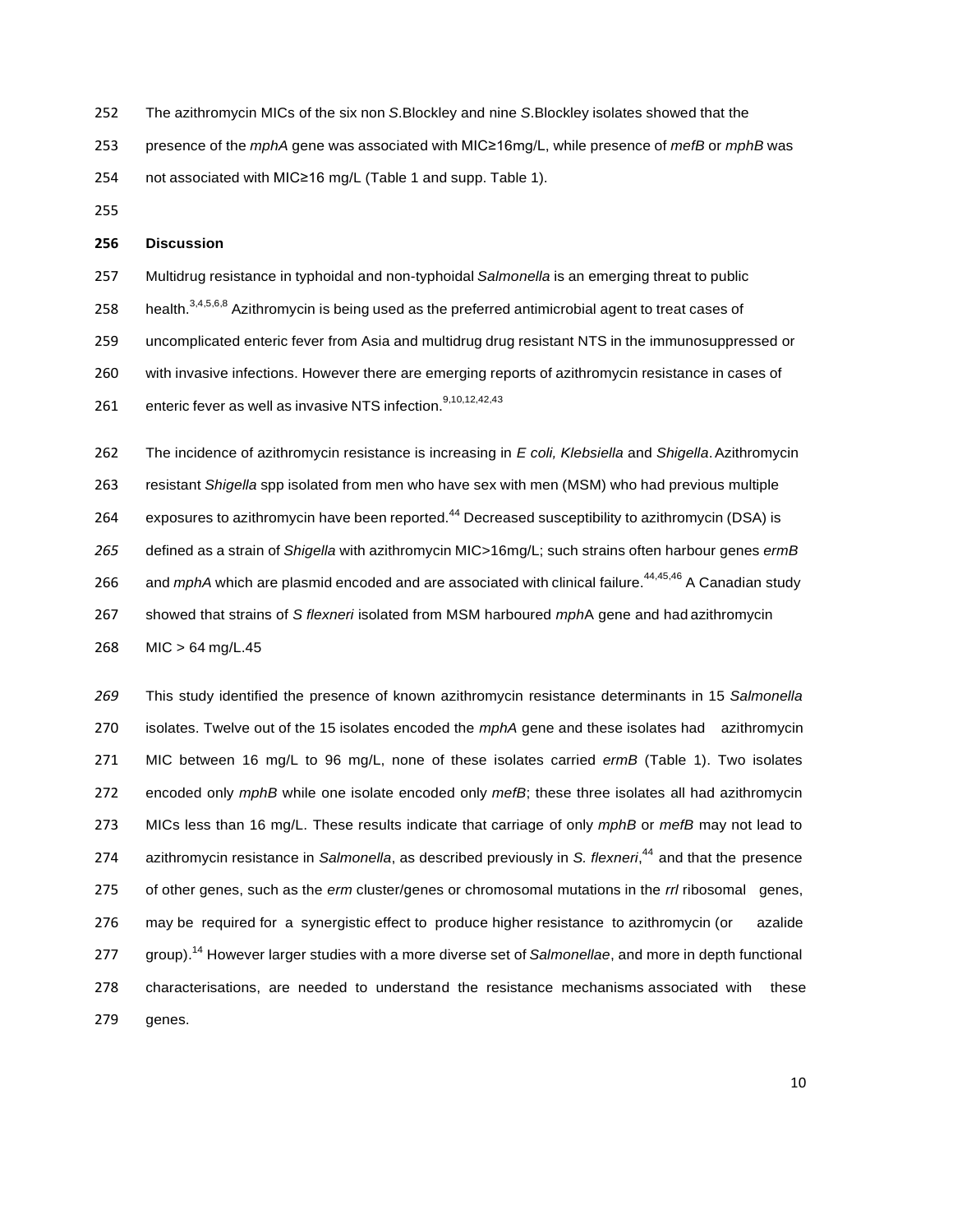The azithromycin MICs of the six non *S*.Blockley and nine *S*.Blockley isolates showed that the presence of the *mphA* gene was associated with MIC≥16mg/L, while presence of *mefB* or *mphB* was not associated with MIC≥16 mg/L (Table 1 and supp. Table 1).

## Discussion

Multidrug resistance in typhoidal and non-typhoidal *Salmonella* is an emerging threat to public health.[3,4,5,6,8] Azithromycin is being used as the preferred antimicrobial agent to treat cases of uncomplicated enteric fever from Asia and multidrug drug resistant NTS in the immunosuppressed or with invasive infections. However there are emerging reports of azithromycin resistance in cases of enteric fever as well as invasive NTS infection.[9,10,12,42,43]

The incidence of azithromycin resistance is increasing in *E coli, Klebsiella* and *Shigella*. Azithromycin resistant *Shigella* spp isolated from men who have sex with men (MSM) who had previous multiple exposures to azithromycin have been reported.[44] Decreased susceptibility to azithromycin (DSA) is defined as a strain of *Shigella* with azithromycin MIC>16mg/L; such strains often harbour genes *ermB* and *mphA* which are plasmid encoded and are associated with clinical failure.[44,45,46] A Canadian study showed that strains of *S flexneri* isolated from MSM harboured *mph*A gene and had azithromycin MIC > 64 mg/L.45

This study identified the presence of known azithromycin resistance determinants in 15 *Salmonella* isolates. Twelve out of the 15 isolates encoded the *mphA* gene and these isolates had azithromycin MIC between 16 mg/L to 96 mg/L, none of these isolates carried *ermB* (Table 1). Two isolates encoded only *mphB* while one isolate encoded only *mefB*; these three isolates all had azithromycin MICs less than 16 mg/L. These results indicate that carriage of only *mphB* or *mefB* may not lead to azithromycin resistance in *Salmonella*, as described previously in *S. flexneri*,[44] and that the presence of other genes, such as the *erm* cluster/genes or chromosomal mutations in the *rrl* ribosomal genes, may be required for a synergistic effect to produce higher resistance to azithromycin (or azalide group).[14] However larger studies with a more diverse set of *Salmonellae*, and more in depth functional characterisations, are needed to understand the resistance mechanisms associated with these genes.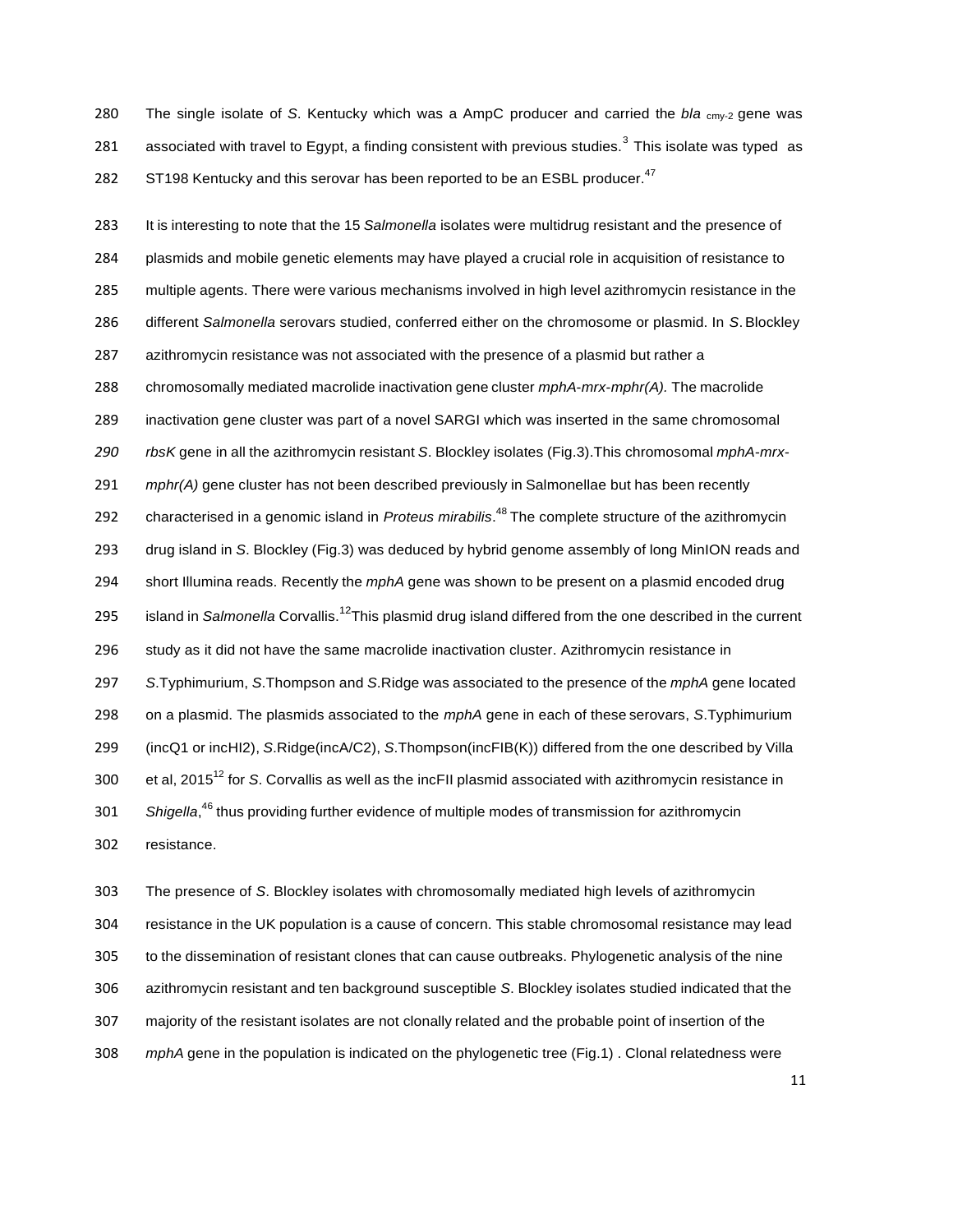The single isolate of *S*. Kentucky which was a AmpC producer and carried the *bla* $_{cmy-2}$ gene was associated with travel to Egypt, a finding consistent with previous studies.[3] This isolate was typed as ST198 Kentucky and this serovar has been reported to be an ESBL producer.[47]

It is interesting to note that the 15 *Salmonella* isolates were multidrug resistant and the presence of plasmids and mobile genetic elements may have played a crucial role in acquisition of resistance to multiple agents. There were various mechanisms involved in high level azithromycin resistance in the different *Salmonella* serovars studied, conferred either on the chromosome or plasmid. In *S*. Blockley azithromycin resistance was not associated with the presence of a plasmid but rather a chromosomally mediated macrolide inactivation gene cluster *mphA-mrx-mphr(A).* The macrolide inactivation gene cluster was part of a novel SARGI which was inserted in the same chromosomal *rbsK* gene in all the azithromycin resistant *S*. Blockley isolates (Fig.3).This chromosomal *mphA-mrx-mphr(A)* gene cluster has not been described previously in Salmonellae but has been recently characterised in a genomic island in *Proteus mirabilis*.[48] The complete structure of the azithromycin drug island in *S*. Blockley (Fig.3) was deduced by hybrid genome assembly of long MinION reads and short Illumina reads. Recently the *mphA* gene was shown to be present on a plasmid encoded drug island in *Salmonella* Corvallis.[12]This plasmid drug island differed from the one described in the current study as it did not have the same macrolide inactivation cluster. Azithromycin resistance in *S*.Typhimurium, *S*.Thompson and *S*.Ridge was associated to the presence of the *mphA* gene located on a plasmid. The plasmids associated to the *mphA* gene in each of these serovars, *S*.Typhimurium (incQ1 or incHI2), *S*.Ridge(incA/C2), *S*.Thompson(incFIB(K)) differed from the one described by Villa et al, 2015[12] for *S*. Corvallis as well as the incFII plasmid associated with azithromycin resistance in *Shigella*,[46] thus providing further evidence of multiple modes of transmission for azithromycin resistance.

The presence of *S*. Blockley isolates with chromosomally mediated high levels of azithromycin resistance in the UK population is a cause of concern. This stable chromosomal resistance may lead to the dissemination of resistant clones that can cause outbreaks. Phylogenetic analysis of the nine azithromycin resistant and ten background susceptible *S*. Blockley isolates studied indicated that the majority of the resistant isolates are not clonally related and the probable point of insertion of the *mphA* gene in the population is indicated on the phylogenetic tree (Fig.1) . Clonal relatedness were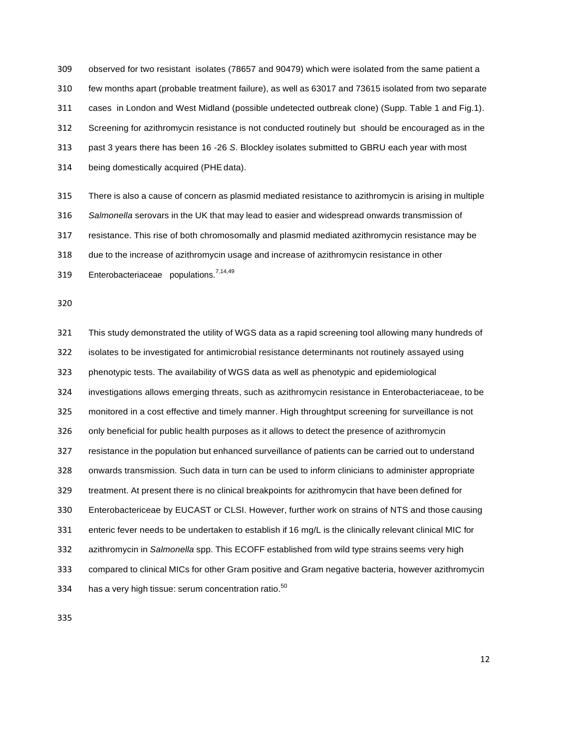observed for two resistant isolates (78657 and 90479) which were isolated from the same patient a few months apart (probable treatment failure), as well as 63017 and 73615 isolated from two separate cases in London and West Midland (possible undetected outbreak clone) (Supp. Table 1 and Fig.1). Screening for azithromycin resistance is not conducted routinely but should be encouraged as in the past 3 years there has been 16 -26 *S*. Blockley isolates submitted to GBRU each year with most being domestically acquired (PHE data).

There is also a cause of concern as plasmid mediated resistance to azithromycin is arising in multiple *Salmonella* serovars in the UK that may lead to easier and widespread onwards transmission of resistance. This rise of both chromosomally and plasmid mediated azithromycin resistance may be due to the increase of azithromycin usage and increase of azithromycin resistance in other Enterobacteriaceae populations.[7,14,49]

This study demonstrated the utility of WGS data as a rapid screening tool allowing many hundreds of isolates to be investigated for antimicrobial resistance determinants not routinely assayed using phenotypic tests. The availability of WGS data as well as phenotypic and epidemiological investigations allows emerging threats, such as azithromycin resistance in Enterobacteriaceae, to be monitored in a cost effective and timely manner. High throughtput screening for surveillance is not only beneficial for public health purposes as it allows to detect the presence of azithromycin resistance in the population but enhanced surveillance of patients can be carried out to understand onwards transmission. Such data in turn can be used to inform clinicians to administer appropriate treatment. At present there is no clinical breakpoints for azithromycin that have been defined for Enterobactericeae by EUCAST or CLSI. However, further work on strains of NTS and those causing enteric fever needs to be undertaken to establish if 16 mg/L is the clinically relevant clinical MIC for azithromycin in *Salmonella* spp. This ECOFF established from wild type strains seems very high compared to clinical MICs for other Gram positive and Gram negative bacteria, however azithromycin has a very high tissue: serum concentration ratio.[50]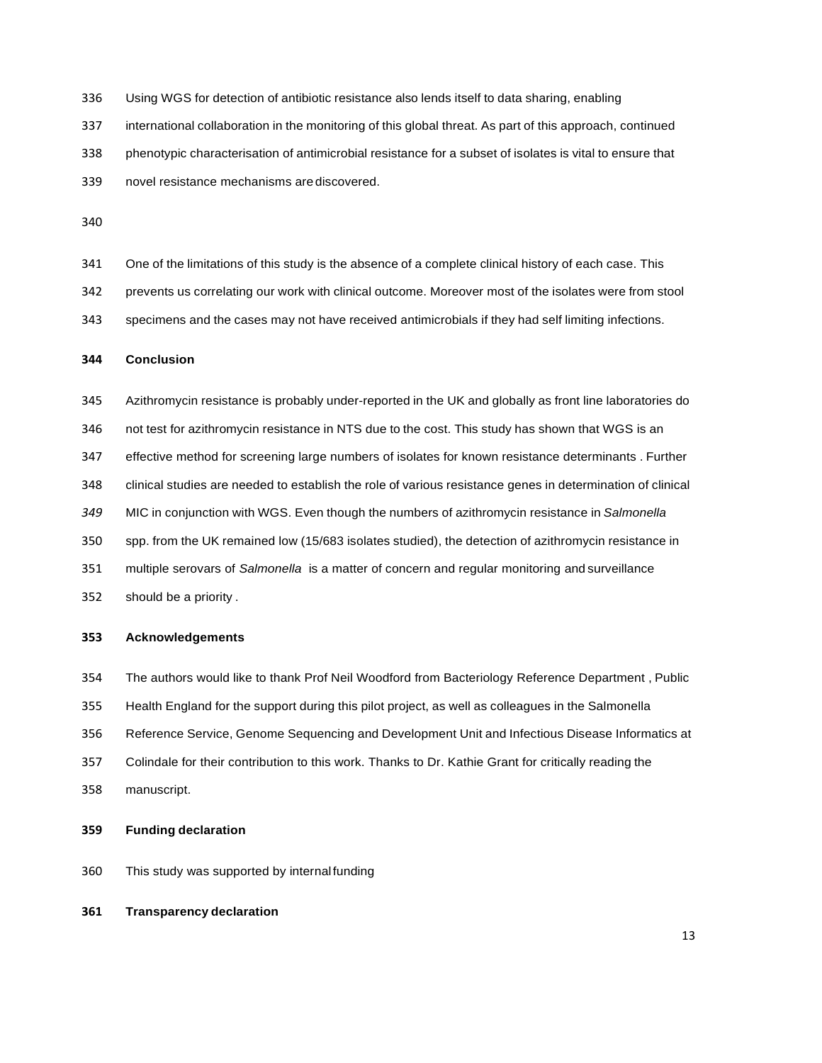Using WGS for detection of antibiotic resistance also lends itself to data sharing, enabling international collaboration in the monitoring of this global threat. As part of this approach, continued phenotypic characterisation of antimicrobial resistance for a subset of isolates is vital to ensure that novel resistance mechanisms are discovered.

One of the limitations of this study is the absence of a complete clinical history of each case. This prevents us correlating our work with clinical outcome. Moreover most of the isolates were from stool specimens and the cases may not have received antimicrobials if they had self limiting infections.

## Conclusion

Azithromycin resistance is probably under-reported in the UK and globally as front line laboratories do not test for azithromycin resistance in NTS due to the cost. This study has shown that WGS is an effective method for screening large numbers of isolates for known resistance determinants . Further clinical studies are needed to establish the role of various resistance genes in determination of clinical MIC in conjunction with WGS. Even though the numbers of azithromycin resistance in *Salmonella* spp. from the UK remained low (15/683 isolates studied), the detection of azithromycin resistance in multiple serovars of *Salmonella* is a matter of concern and regular monitoring and surveillance should be a priority .

## Acknowledgements

The authors would like to thank Prof Neil Woodford from Bacteriology Reference Department , Public Health England for the support during this pilot project, as well as colleagues in the Salmonella Reference Service, Genome Sequencing and Development Unit and Infectious Disease Informatics at Colindale for their contribution to this work. Thanks to Dr. Kathie Grant for critically reading the manuscript.

## Funding declaration

This study was supported by internal funding

## Transparency declaration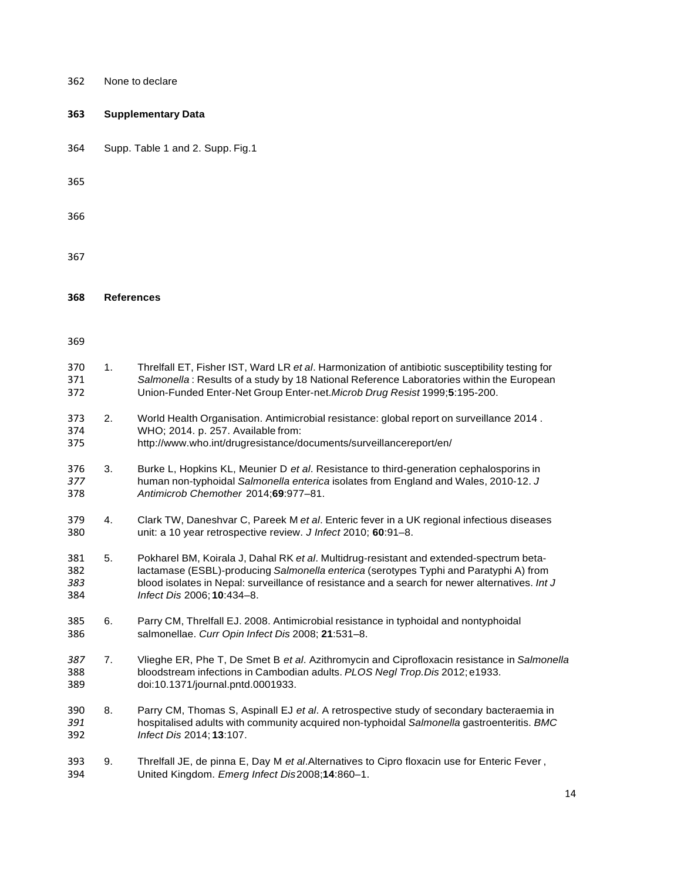None to declare

## Supplementary Data

Supp. Table 1 and 2. Supp. Fig.1

## References

1. Threlfall ET, Fisher IST, Ward LR *et al*. Harmonization of antibiotic susceptibility testing for *Salmonella* : Results of a study by 18 National Reference Laboratories within the European Union-Funded Enter-Net Group Enter-net.*Microb Drug Resist* 1999;**5**:195-200.

2. World Health Organisation. Antimicrobial resistance: global report on surveillance 2014 . WHO; 2014. p. 257. Available from: http://www.who.int/drugresistance/documents/surveillancereport/en/

3. Burke L, Hopkins KL, Meunier D *et al*. Resistance to third-generation cephalosporins in human non-typhoidal *Salmonella enterica* isolates from England and Wales, 2010-12. *J Antimicrob Chemother* 2014;**69**:977–81.

4. Clark TW, Daneshvar C, Pareek M *et al*. Enteric fever in a UK regional infectious diseases unit: a 10 year retrospective review. *J Infect* 2010; **60**:91–8.

5. Pokharel BM, Koirala J, Dahal RK *et al*. Multidrug-resistant and extended-spectrum beta-lactamase (ESBL)-producing *Salmonella enterica* (serotypes Typhi and Paratyphi A) from blood isolates in Nepal: surveillance of resistance and a search for newer alternatives. *Int J Infect Dis* 2006; **10**:434–8.

6. Parry CM, Threlfall EJ. 2008. Antimicrobial resistance in typhoidal and nontyphoidal salmonellae. *Curr Opin Infect Dis* 2008; **21**:531–8.

7. Vlieghe ER, Phe T, De Smet B *et al*. Azithromycin and Ciprofloxacin resistance in *Salmonella* bloodstream infections in Cambodian adults. *PLOS Negl Trop.Dis* 2012; e1933. doi:10.1371/journal.pntd.0001933.

8. Parry CM, Thomas S, Aspinall EJ *et al*. A retrospective study of secondary bacteraemia in hospitalised adults with community acquired non-typhoidal *Salmonella* gastroenteritis. *BMC Infect Dis* 2014; **13**:107.

9. Threlfall JE, de pinna E, Day M *et al*.Alternatives to Cipro floxacin use for Enteric Fever , United Kingdom. *Emerg Infect Dis* 2008;**14**:860–1.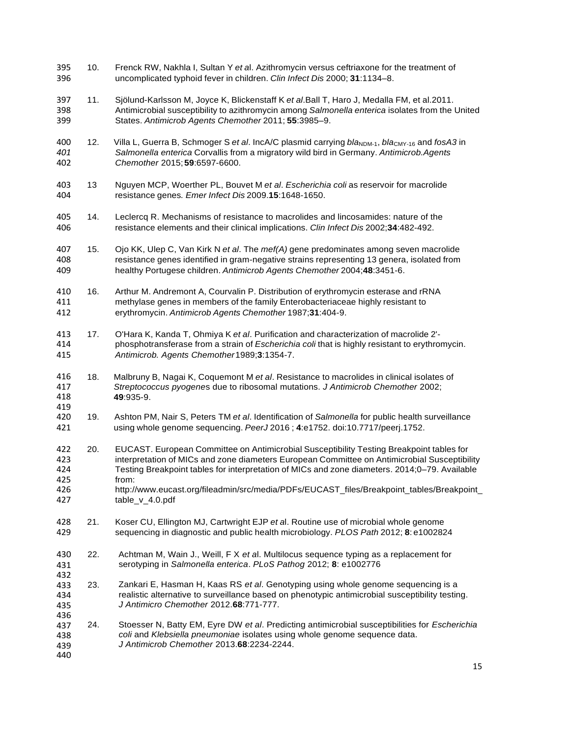10. Frenck RW, Nakhla I, Sultan Y *et a*l. Azithromycin versus ceftriaxone for the treatment of uncomplicated typhoid fever in children. *Clin Infect Dis* 2000; **31**:1134–8.

11. Sjölund-Karlsson M, Joyce K, Blickenstaff K *et al*.Ball T, Haro J, Medalla FM, et al.2011. Antimicrobial susceptibility to azithromycin among *Salmonella enterica* isolates from the United States. *Antimicrob Agents Chemother* 2011; **55**:3985–9.

12. Villa L, Guerra B, Schmoger S *et al*. IncA/C plasmid carrying $bla_{NDM-1}$, $bla_{CMY-16}$ and *fosA3* in *Salmonella enterica* Corvallis from a migratory wild bird in Germany. *Antimicrob.Agents Chemother* 2015; **59**:6597-6600.

13 Nguyen MCP, Woerther PL, Bouvet M *et al*. *Escherichia coli* as reservoir for macrolide resistance genes*. Emer Infect Dis* 2009.**15**:1648-1650.

14. Leclercq R. Mechanisms of resistance to macrolides and lincosamides: nature of the resistance elements and their clinical implications. *Clin Infect Dis* 2002;**34**:482-492.

15. Ojo KK, Ulep C, Van Kirk N *et al*. The *mef(A)* gene predominates among seven macrolide resistance genes identified in gram-negative strains representing 13 genera, isolated from healthy Portugese children. *Antimicrob Agents Chemother* 2004;**48**:3451-6.

16. Arthur M. Andremont A, Courvalin P. Distribution of erythromycin esterase and rRNA methylase genes in members of the family Enterobacteriaceae highly resistant to erythromycin. *Antimicrob Agents Chemother* 1987;**31**:404-9.

17. O'Hara K, Kanda T, Ohmiya K *et al*. Purification and characterization of macrolide 2'-phosphotransferase from a strain of *Escherichia coli* that is highly resistant to erythromycin. *Antimicrob. Agents Chemother* 1989;**3**:1354-7.

18. Malbruny B, Nagai K, Coquemont M *et al*. Resistance to macrolides in clinical isolates of *Streptococcus pyogene*s due to ribosomal mutations. *J Antimicrob Chemother* 2002; **49**:935-9.

19. Ashton PM, Nair S, Peters TM *et al*. Identification of *Salmonella* for public health surveillance using whole genome sequencing. *PeerJ* 2016 ; **4**:e1752. doi:10.7717/peerj.1752.

20. EUCAST. European Committee on Antimicrobial Susceptibility Testing Breakpoint tables for interpretation of MICs and zone diameters European Committee on Antimicrobial Susceptibility Testing Breakpoint tables for interpretation of MICs and zone diameters. 2014;0–79. Available from: http://www.eucast.org/fileadmin/src/media/PDFs/EUCAST_files/Breakpoint_tables/Breakpoint_table_v_4.0.pdf

21. Koser CU, Ellington MJ, Cartwright EJP *et a*l. Routine use of microbial whole genome sequencing in diagnostic and public health microbiology. *PLOS Path* 2012; **8**: e1002824

22. Achtman M, Wain J., Weill, F X *et a*l. Multilocus sequence typing as a replacement for serotyping in *Salmonella enterica*. *PLoS Pathog* 2012; **8**: e1002776

23. Zankari E, Hasman H, Kaas RS *et al*. Genotyping using whole genome sequencing is a realistic alternative to surveillance based on phenotypic antimicrobial susceptibility testing. *J Antimicro Chemother* 2012.**68**:771-777.

24. Stoesser N, Batty EM, Eyre DW *et al*. Predicting antimicrobial susceptibilities for *Escherichia coli* and *Klebsiella pneumoniae* isolates using whole genome sequence data. *J Antimicrob Chemother* 2013.**68**:2234-2244.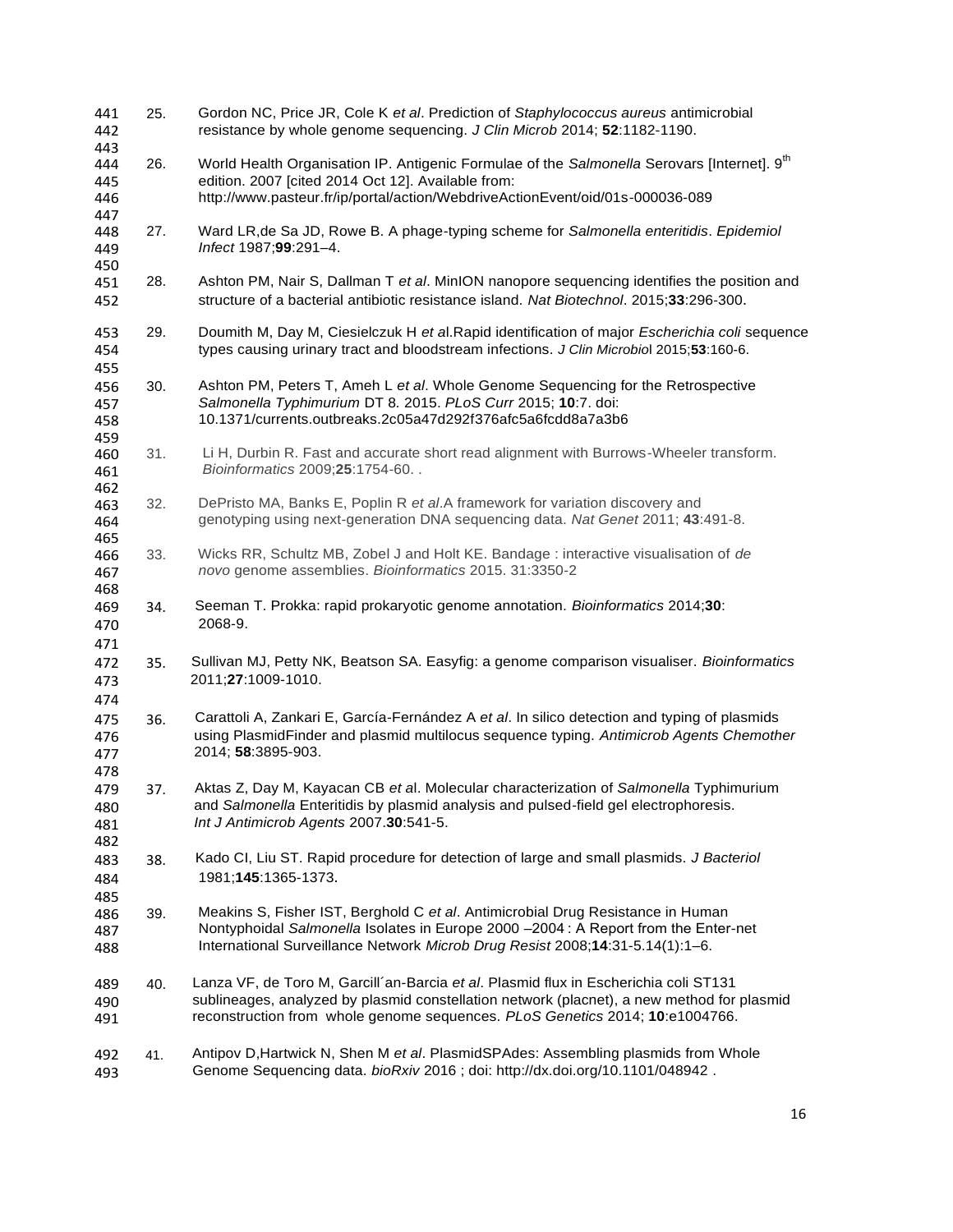25. Gordon NC, Price JR, Cole K *et al*. Prediction of *Staphylococcus aureus* antimicrobial resistance by whole genome sequencing. *J Clin Microb* 2014; **52**:1182-1190.

26. World Health Organisation IP. Antigenic Formulae of the *Salmonella* Serovars [Internet]. 9th edition. 2007 [cited 2014 Oct 12]. Available from: http://www.pasteur.fr/ip/portal/action/WebdriveActionEvent/oid/01s-000036-089

27. Ward LR,de Sa JD, Rowe B. A phage-typing scheme for *Salmonella enteritidis*. *Epidemiol Infect* 1987;**99**:291–4.

28. Ashton PM, Nair S, Dallman T *et al*. MinION nanopore sequencing identifies the position and structure of a bacterial antibiotic resistance island. *Nat Biotechnol*. 2015;**33**:296-300.

29. Doumith M, Day M, Ciesielczuk H *et a*l.Rapid identification of major *Escherichia coli* sequence types causing urinary tract and bloodstream infections. *J Clin Microbio*l 2015;**53**:160-6.

30. Ashton PM, Peters T, Ameh L *et al*. Whole Genome Sequencing for the Retrospective *Salmonella Typhimurium* DT 8*.* 2015. *PLoS Curr* 2015; **10**:7. doi: 10.1371/currents.outbreaks.2c05a47d292f376afc5a6fcdd8a7a3b6

31. Li H, Durbin R. Fast and accurate short read alignment with Burrows-Wheeler transform. *Bioinformatics* 2009;**25**:1754-60. .

32. DePristo MA, Banks E, Poplin R *et al*.A framework for variation discovery and genotyping using next-generation DNA sequencing data. *Nat Genet* 2011; **43**:491-8.

33. Wicks RR, Schultz MB, Zobel J and Holt KE. Bandage : interactive visualisation of *de novo* genome assemblies. *Bioinformatics* 2015. 31:3350-2

34. Seeman T. Prokka: rapid prokaryotic genome annotation. *Bioinformatics* 2014;**30**: 2068-9.

35. Sullivan MJ, Petty NK, Beatson SA. Easyfig: a genome comparison visualiser. *Bioinformatics* 2011;**27**:1009-1010.

36. Carattoli A, Zankari E, García-Fernández A *et al*. In silico detection and typing of plasmids using PlasmidFinder and plasmid multilocus sequence typing. *Antimicrob Agents Chemother* 2014; **58**:3895-903.

37. Aktas Z, Day M, Kayacan CB *et a*l. Molecular characterization of *Salmonella* Typhimurium and *Salmonella* Enteritidis by plasmid analysis and pulsed-field gel electrophoresis. *Int J Antimicrob Agents* 2007.**30**:541-5.

38. Kado CI, Liu ST. Rapid procedure for detection of large and small plasmids. *J Bacteriol* 1981;**145**:1365-1373.

39. Meakins S, Fisher IST, Berghold C *et al*. Antimicrobial Drug Resistance in Human Nontyphoidal *Salmonella* Isolates in Europe 2000 –2004 : A Report from the Enter-net International Surveillance Network *Microb Drug Resist* 2008;**14**:31-5.14(1):1–6.

40. Lanza VF, de Toro M, Garcill´an-Barcia *et al*. Plasmid flux in Escherichia coli ST131 sublineages, analyzed by plasmid constellation network (placnet), a new method for plasmid reconstruction from whole genome sequences. *PLoS Genetics* 2014; **10**:e1004766.

41. Antipov D,Hartwick N, Shen M *et al*. PlasmidSPAdes: Assembling plasmids from Whole Genome Sequencing data. *bioRxiv* 2016 ; doi: http://dx.doi.org/10.1101/048942 .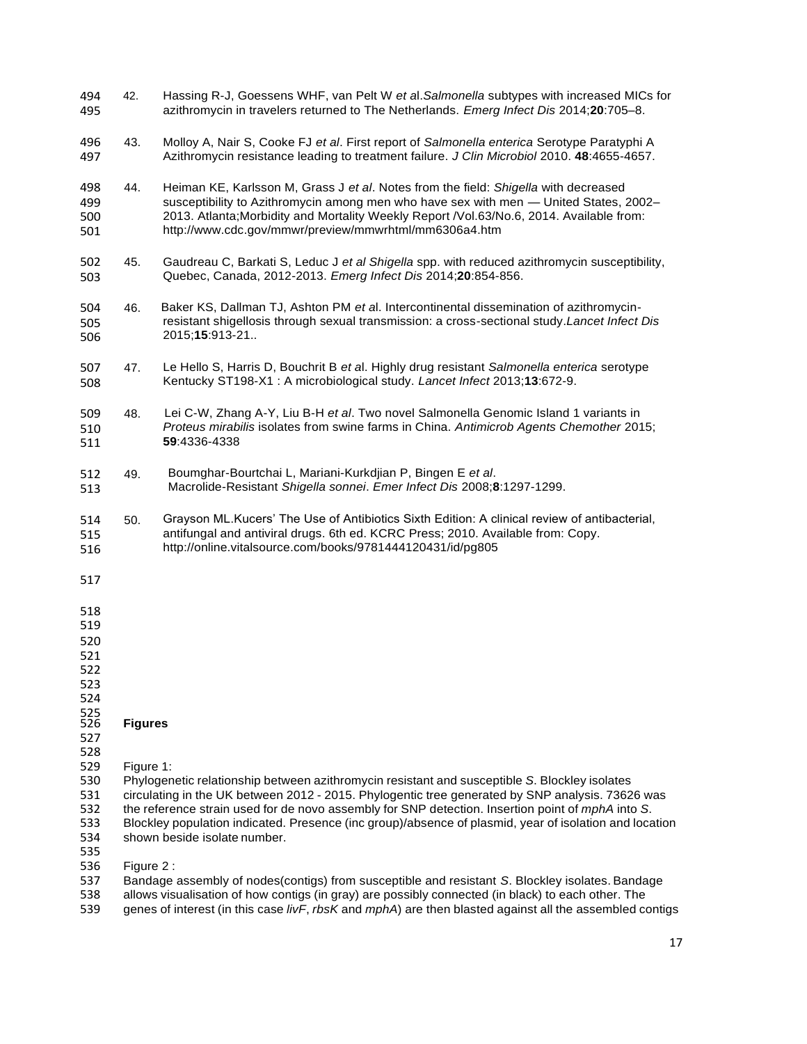42. Hassing R-J, Goessens WHF, van Pelt W *et a*l.*Salmonella* subtypes with increased MICs for azithromycin in travelers returned to The Netherlands. *Emerg Infect Dis* 2014;**20**:705–8.

43. Molloy A, Nair S, Cooke FJ *et al*. First report of *Salmonella enterica* Serotype Paratyphi A Azithromycin resistance leading to treatment failure. *J Clin Microbiol* 2010. **48**:4655-4657.

44. Heiman KE, Karlsson M, Grass J *et al*. Notes from the field: *Shigella* with decreased susceptibility to Azithromycin among men who have sex with men — United States, 2002–2013. Atlanta;Morbidity and Mortality Weekly Report /Vol.63/No.6, 2014. Available from: http://www.cdc.gov/mmwr/preview/mmwrhtml/mm6306a4.htm

45. Gaudreau C, Barkati S, Leduc J *et al Shigella* spp. with reduced azithromycin susceptibility, Quebec, Canada, 2012-2013. *Emerg Infect Dis* 2014;**20**:854-856.

46. Baker KS, Dallman TJ, Ashton PM *et a*l. Intercontinental dissemination of azithromycin-resistant shigellosis through sexual transmission: a cross-sectional study.*Lancet Infect Dis* 2015;**15**:913-21..

47. Le Hello S, Harris D, Bouchrit B *et a*l. Highly drug resistant *Salmonella enterica* serotype Kentucky ST198-X1 : A microbiological study. *Lancet Infect* 2013;**13**:672-9.

48. Lei C-W, Zhang A-Y, Liu B-H *et al*. Two novel Salmonella Genomic Island 1 variants in *Proteus mirabilis* isolates from swine farms in China. *Antimicrob Agents Chemother* 2015; **59**:4336-4338

49. Boumghar-Bourtchai L, Mariani-Kurkdjian P, Bingen E *et al*. Macrolide-Resistant *Shigella sonnei*. *Emer Infect Dis* 2008;**8**:1297-1299.

50. Grayson ML.Kucers' The Use of Antibiotics Sixth Edition: A clinical review of antibacterial, antifungal and antiviral drugs. 6th ed. KCRC Press; 2010. Available from: Copy. http://online.vitalsource.com/books/9781444120431/id/pg805

## Figures

Figure 1:
Phylogenetic relationship between azithromycin resistant and susceptible *S*. Blockley isolates circulating in the UK between 2012 - 2015. Phylogentic tree generated by SNP analysis. 73626 was the reference strain used for de novo assembly for SNP detection. Insertion point of *mphA* into *S*. Blockley population indicated. Presence (inc group)/absence of plasmid, year of isolation and location shown beside isolate number.

Figure 2 :
Bandage assembly of nodes(contigs) from susceptible and resistant *S*. Blockley isolates. Bandage allows visualisation of how contigs (in gray) are possibly connected (in black) to each other. The genes of interest (in this case *livF*, *rbsK* and *mphA*) are then blasted against all the assembled contigs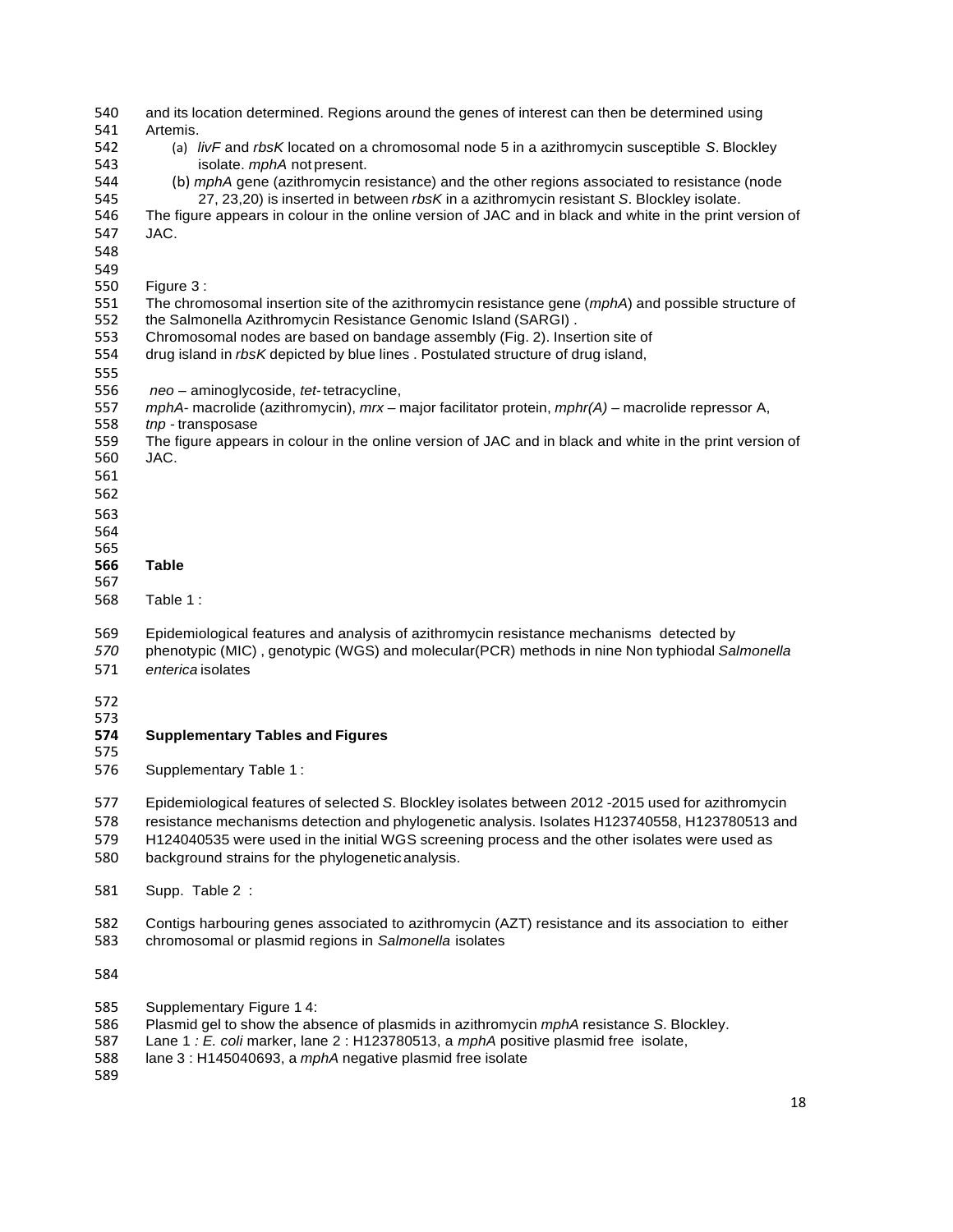and its location determined. Regions around the genes of interest can then be determined using Artemis.

(a) *livF* and *rbsK* located on a chromosomal node 5 in a azithromycin susceptible *S*. Blockley isolate. *mphA* not present.

(b) *mphA* gene (azithromycin resistance) and the other regions associated to resistance (node 27, 23,20) is inserted in between *rbsK* in a azithromycin resistant *S*. Blockley isolate.

The figure appears in colour in the online version of JAC and in black and white in the print version of JAC.

Figure 3 :

The chromosomal insertion site of the azithromycin resistance gene (*mphA*) and possible structure of the Salmonella Azithromycin Resistance Genomic Island (SARGI) .
Chromosomal nodes are based on bandage assembly (Fig. 2). Insertion site of drug island in *rbsK* depicted by blue lines . Postulated structure of drug island,

*neo* – aminoglycoside, *tet*- tetracycline,
*mphA*- macrolide (azithromycin), *mrx* – major facilitator protein, *mphr(A)* – macrolide repressor A,
*tnp* - transposase
The figure appears in colour in the online version of JAC and in black and white in the print version of JAC.

## Table

Table 1 :

Epidemiological features and analysis of azithromycin resistance mechanisms detected by phenotypic (MIC) , genotypic (WGS) and molecular(PCR) methods in nine Non typhiodal *Salmonella enterica* isolates

## Supplementary Tables and Figures

Supplementary Table 1 :

Epidemiological features of selected *S*. Blockley isolates between 2012 -2015 used for azithromycin resistance mechanisms detection and phylogenetic analysis. Isolates H123740558, H123780513 and H124040535 were used in the initial WGS screening process and the other isolates were used as background strains for the phylogenetic analysis.

Supp. Table 2 :

Contigs harbouring genes associated to azithromycin (AZT) resistance and its association to either chromosomal or plasmid regions in *Salmonella* isolates

Supplementary Figure 1 4:
Plasmid gel to show the absence of plasmids in azithromycin *mphA* resistance *S*. Blockley.
Lane 1 *: E. coli* marker, lane 2 : H123780513, a *mphA* positive plasmid free isolate,
lane 3 : H145040693, a *mphA* negative plasmid free isolate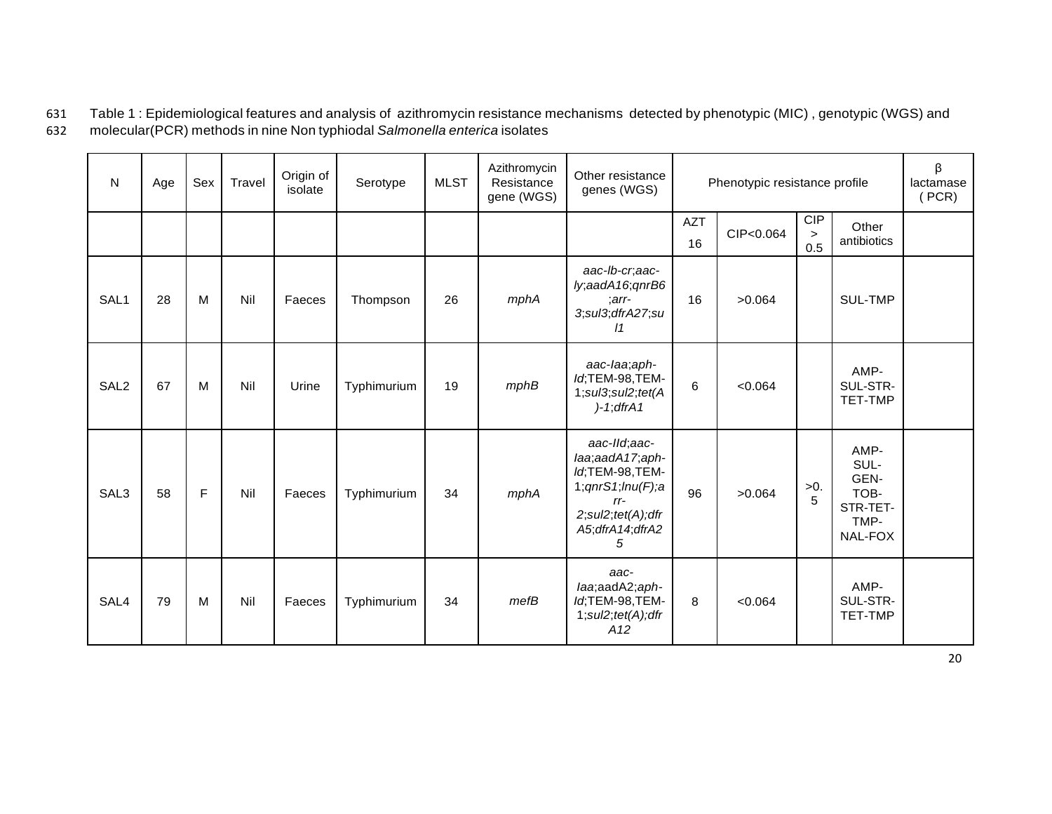Table 1 : Epidemiological features and analysis of azithromycin resistance mechanisms detected by phenotypic (MIC) , genotypic (WGS) and molecular(PCR) methods in nine Non typhiodal *Salmonella enterica* isolates

| N | Age | Sex | Travel | Origin of isolate | Serotype | MLST | Azithromycin Resistance gene (WGS) | Other resistance genes (WGS) | Phenotypic resistance profile | | | | β lactamase ( PCR) |
|---|---|---|---|---|---|---|---|---|---|---|---|---|---|
| | | | | | | | | | AZT 16 | CIP<0.064 | CIP > 0.5 | Other antibiotics | |
| SAL1 | 28 | M | Nil | Faeces | Thompson | 26 | *mphA* | *aac-lb-cr*;*aac-ly*;*aadA16*;*qnrB6*;*arr-3*;*sul3*;*dfrA27*;*sul1* | 16 | >0.064 | | SUL-TMP | |
| SAL2 | 67 | M | Nil | Urine | Typhimurium | 19 | *mphB* | *aac-Iaa*;*aph-Id*;TEM-98,TEM-1;*sul3*;*sul2*;*tet(A)-1*;*dfrA1* | 6 | <0.064 | | AMP-SUL-STR-TET-TMP | |
| SAL3 | 58 | F | Nil | Faeces | Typhimurium | 34 | *mphA* | *aac-IId*;*aac-Iaa*;*aadA17*;*aph-Id*;TEM-98,TEM-1;*qnrS1*;*lnu(F)*;*arr-2*;*sul2*;*tet(A)*;*dfrA5*;*dfrA14*;*dfrA25* | 96 | >0.064 | >0.5 | AMP-SUL-GEN-TOB-STR-TET-TMP-NAL-FOX | |
| SAL4 | 79 | M | Nil | Faeces | Typhimurium | 34 | *mefB* | *aac-Iaa*;aadA2;*aph-Id*;TEM-98,TEM-1;*sul2*;*tet(A)*;*dfrA12* | 8 | <0.064 | | AMP-SUL-STR-TET-TMP | |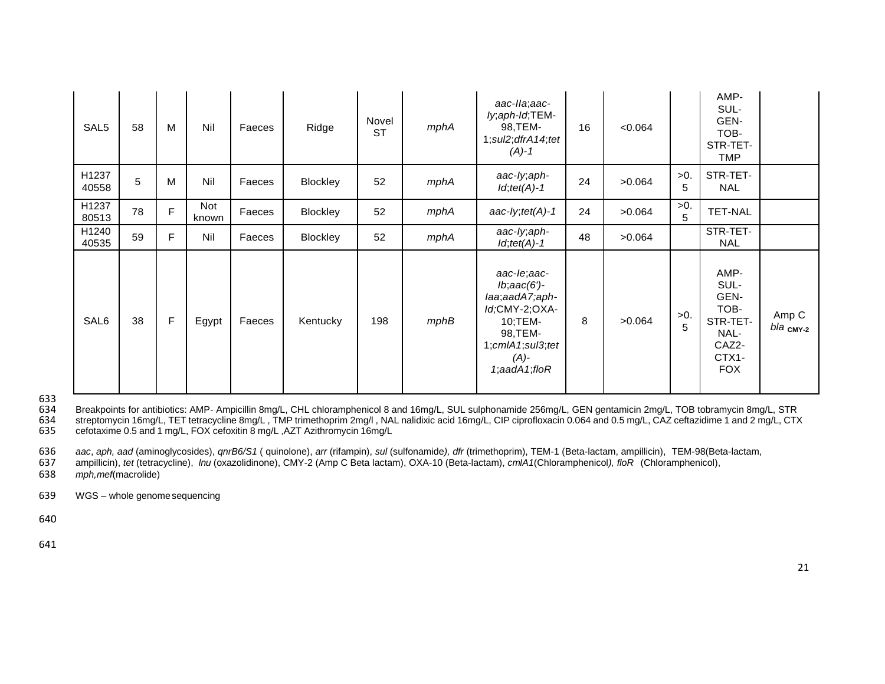| | | | | | | | | | | | | |
|---|---|---|---|---|---|---|---|---|---|---|---|---|
| SAL5 | 58 | M | Nil | Faeces | Ridge | Novel ST | *mphA* | *aac-IIa*;*aac-Iy*;*aph-Id*;TEM-98,TEM-1;*sul2*;*dfrA14*;*tet(A)-1* | 16 | <0.064 | | AMP-SUL-GEN-TOB-STR-TET-TMP | |
| H1237 40558 | 5 | M | Nil | Faeces | Blockley | 52 | *mphA* | *aac-Iy*;*aph-Id*;*tet(A)-1* | 24 | >0.064 | >0.5 | STR-TET-NAL | |
| H1237 80513 | 78 | F | Not known | Faeces | Blockley | 52 | *mphA* | *aac-Iy*;*tet(A)-1* | 24 | >0.064 | >0.5 | TET-NAL | |
| H1240 40535 | 59 | F | Nil | Faeces | Blockley | 52 | *mphA* | *aac-Iy*;*aph-Id*;*tet(A)-1* | 48 | >0.064 | | STR-TET-NAL | |
| SAL6 | 38 | F | Egypt | Faeces | Kentucky | 198 | *mphB* | *aac-Ie*;*aac-Ib*;*aac(6')-Iaa*;*aadA7;aph-Id;*CMY-2;OXA-10;TEM-98,TEM-1;*cmlA1*;*sul3*;*tet(A)-1*;*aadA1*;*floR* | 8 | >0.064 | >0.5 | AMP-SUL-GEN-TOB-STR-TET-NAL-CAZ2-CTX1-FOX | Amp C *bla* $_{CMY-2}$ |

Breakpoints for antibiotics: AMP- Ampicillin 8mg/L, CHL chloramphenicol 8 and 16mg/L, SUL sulphonamide 256mg/L, GEN gentamicin 2mg/L, TOB tobramycin 8mg/L, STR streptomycin 16mg/L, TET tetracycline 8mg/L , TMP trimethoprim 2mg/l , NAL nalidixic acid 16mg/L, CIP ciprofloxacin 0.064 and 0.5 mg/L, CAZ ceftazidime 1 and 2 mg/L, CTX cefotaxime 0.5 and 1 mg/L, FOX cefoxitin 8 mg/L ,AZT Azithromycin 16mg/L

*aac*, *aph, aad* (aminoglycosides), *qnrB6/S1* ( quinolone), *arr* (rifampin), *sul* (sulfonamide*), dfr* (trimethoprim), TEM-1 (Beta-lactam, ampillicin), TEM-98(Beta-lactam, ampillicin), *tet* (tetracycline), *lnu* (oxazolidinone), CMY-2 (Amp C Beta lactam), OXA-10 (Beta-lactam), *cmlA1*(Chloramphenicol*), floR* (Chloramphenicol), *mph,mef*(macrolide)

WGS – whole genome sequencing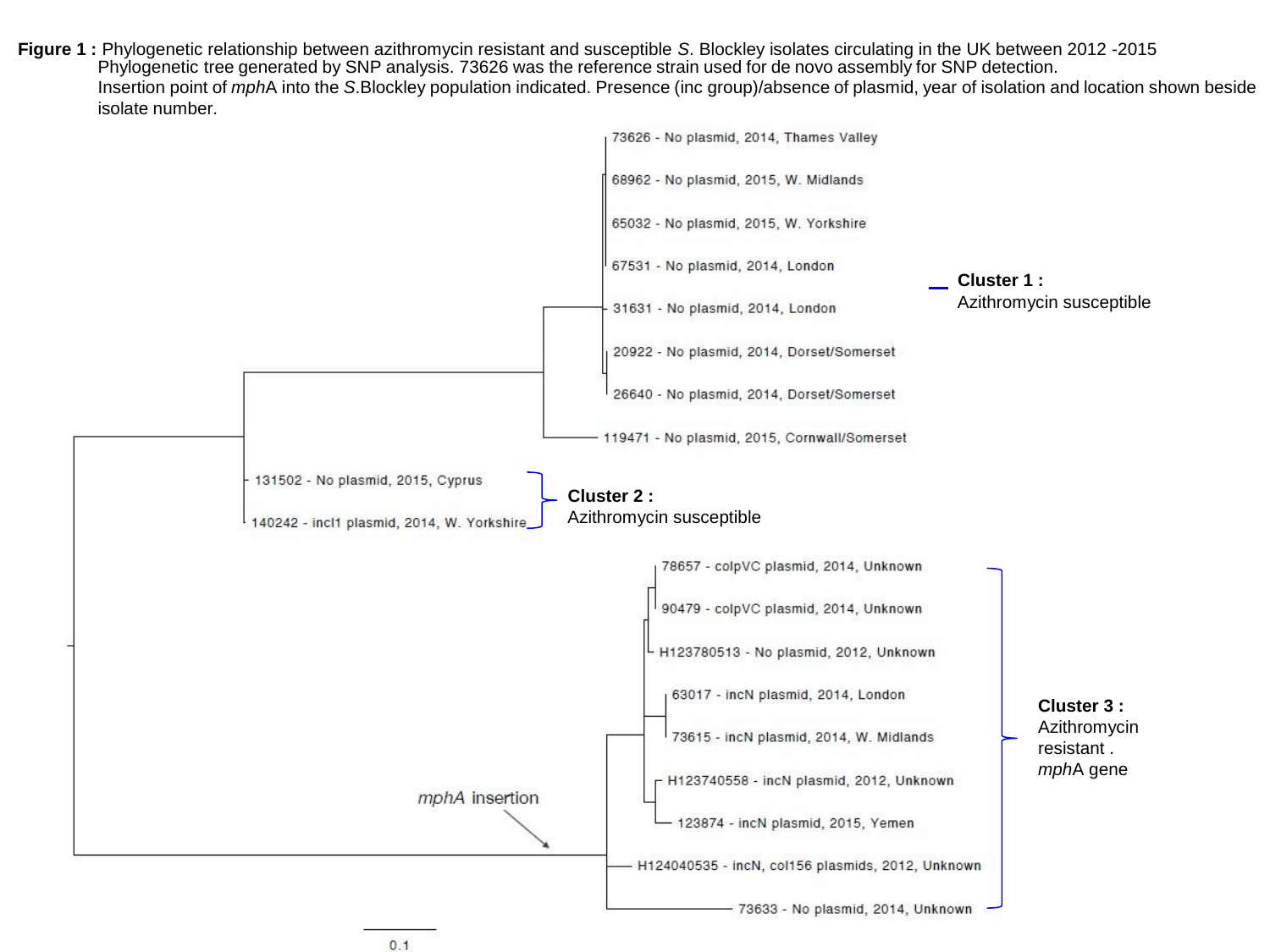**Figure 1 :** Phylogenetic relationship between azithromycin resistant and susceptible *S*. Blockley isolates circulating in the UK between 2012 -2015
Phylogenetic tree generated by SNP analysis. 73626 was the reference strain used for de novo assembly for SNP detection.
Insertion point of *mph*A into the *S*.Blockley population indicated. Presence (inc group)/absence of plasmid, year of isolation and location shown beside isolate number.

- 73626 - No plasmid, 2014, Thames Valley
- 68962 - No plasmid, 2015, W. Midlands
- 65032 - No plasmid, 2015, W. Yorkshire
- 67531 - No plasmid, 2014, London
- 31631 - No plasmid, 2014, London
- 20922 - No plasmid, 2014, Dorset/Somerset
- 26640 - No plasmid, 2014, Dorset/Somerset
- 119471 - No plasmid, 2015, Cornwall/Somerset

**Cluster 1 :** Azithromycin susceptible

- 131502 - No plasmid, 2015, Cyprus
- 140242 - incI1 plasmid, 2014, W. Yorkshire

**Cluster 2 :** Azithromycin susceptible

- 78657 - colpVC plasmid, 2014, Unknown
- 90479 - colpVC plasmid, 2014, Unknown
- H123780513 - No plasmid, 2012, Unknown
- 63017 - incN plasmid, 2014, London
- 73615 - incN plasmid, 2014, W. Midlands
- H123740558 - incN plasmid, 2012, Unknown
- 123874 - incN plasmid, 2015, Yemen
- H124040535 - incN, col156 plasmids, 2012, Unknown
- 73633 - No plasmid, 2014, Unknown

**Cluster 3 :** Azithromycin resistant . *mph*A gene

*mphA* insertion

0.1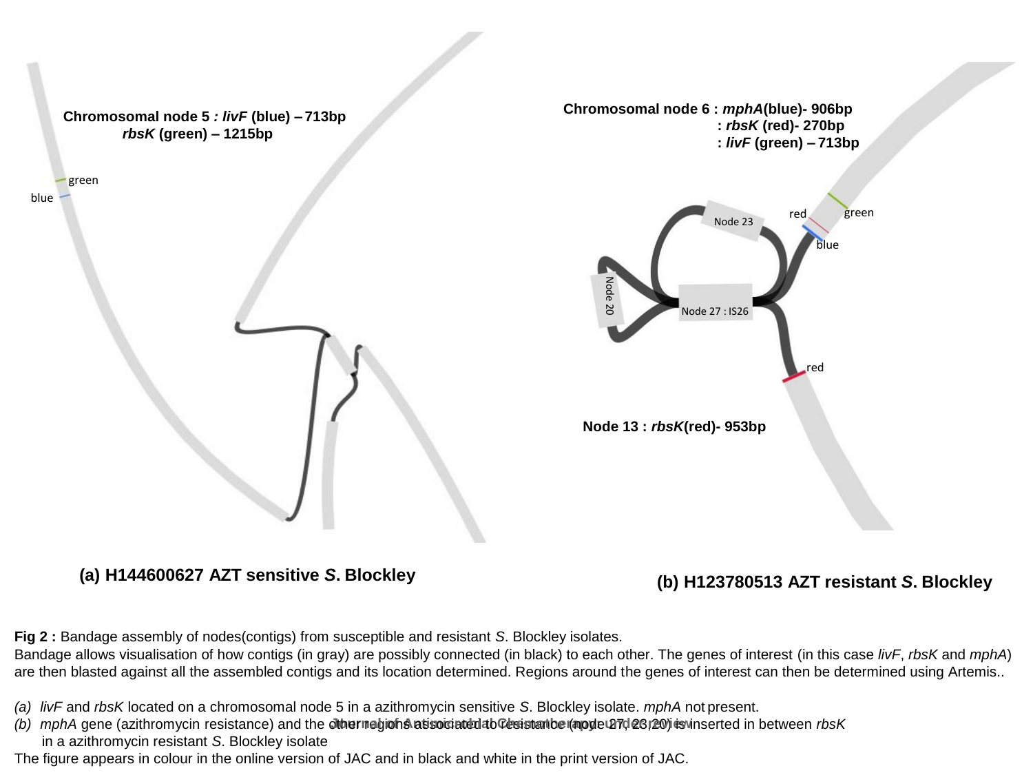Chromosomal node 5 : *livF* (blue) – 713bp
*rbsK* (green) – 1215bp

green

blue

Chromosomal node 6 : *mphA*(blue)- 906bp
: *rbsK* (red)- 270bp
: *livF* (green) – 713bp

Node 23

red

green

blue

Node 20

Node 27 : IS26

red

Node 13 : *rbsK*(red)- 953bp

**(a) H144600627 AZT sensitive *S.* Blockley**

**(b) H123780513 AZT resistant *S.* Blockley**

**Fig 2 :** Bandage assembly of nodes(contigs) from susceptible and resistant *S*. Blockley isolates.
Bandage allows visualisation of how contigs (in gray) are possibly connected (in black) to each other. The genes of interest (in this case *livF*, *rbsK* and *mphA*) are then blasted against all the assembled contigs and its location determined. Regions around the genes of interest can then be determined using Artemis..

*(a)* *livF* and *rbsK* located on a chromosomal node 5 in a azithromycin sensitive *S*. Blockley isolate. *mphA* not present.
*(b)* *mphA* gene (azithromycin resistance) and the other regions associated to resistance (node 27, 23, 20) is inserted in between *rbsK* in a azithromycin resistant *S*. Blockley isolate

The figure appears in colour in the online version of JAC and in black and white in the print version of JAC.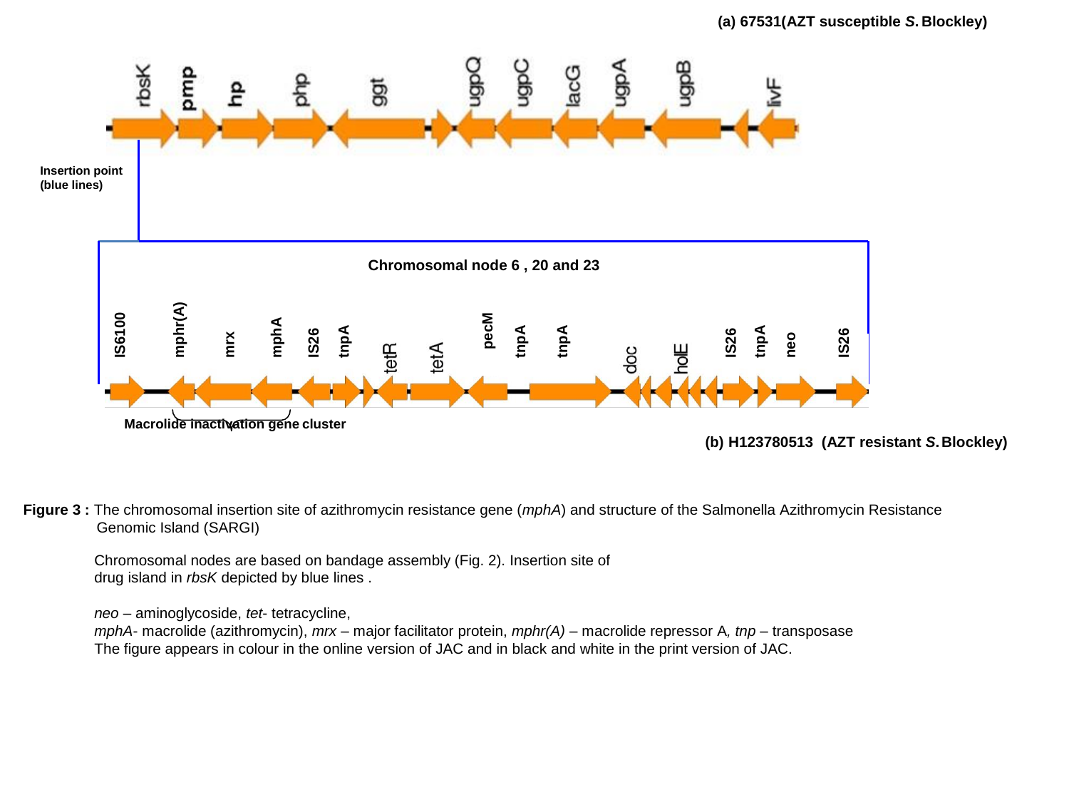**Figure 3 :** The chromosomal insertion site of azithromycin resistance gene (*mphA*) and structure of the Salmonella Azithromycin Resistance Genomic Island (SARGI)

Chromosomal nodes are based on bandage assembly (Fig. 2). Insertion site of drug island in *rbsK* depicted by blue lines .

*neo* – aminoglycoside, *tet*- tetracycline,
*mphA*- macrolide (azithromycin), *mrx* – major facilitator protein, *mphr(A)* – macrolide repressor A, *tnp* – transposase
The figure appears in colour in the online version of JAC and in black and white in the print version of JAC.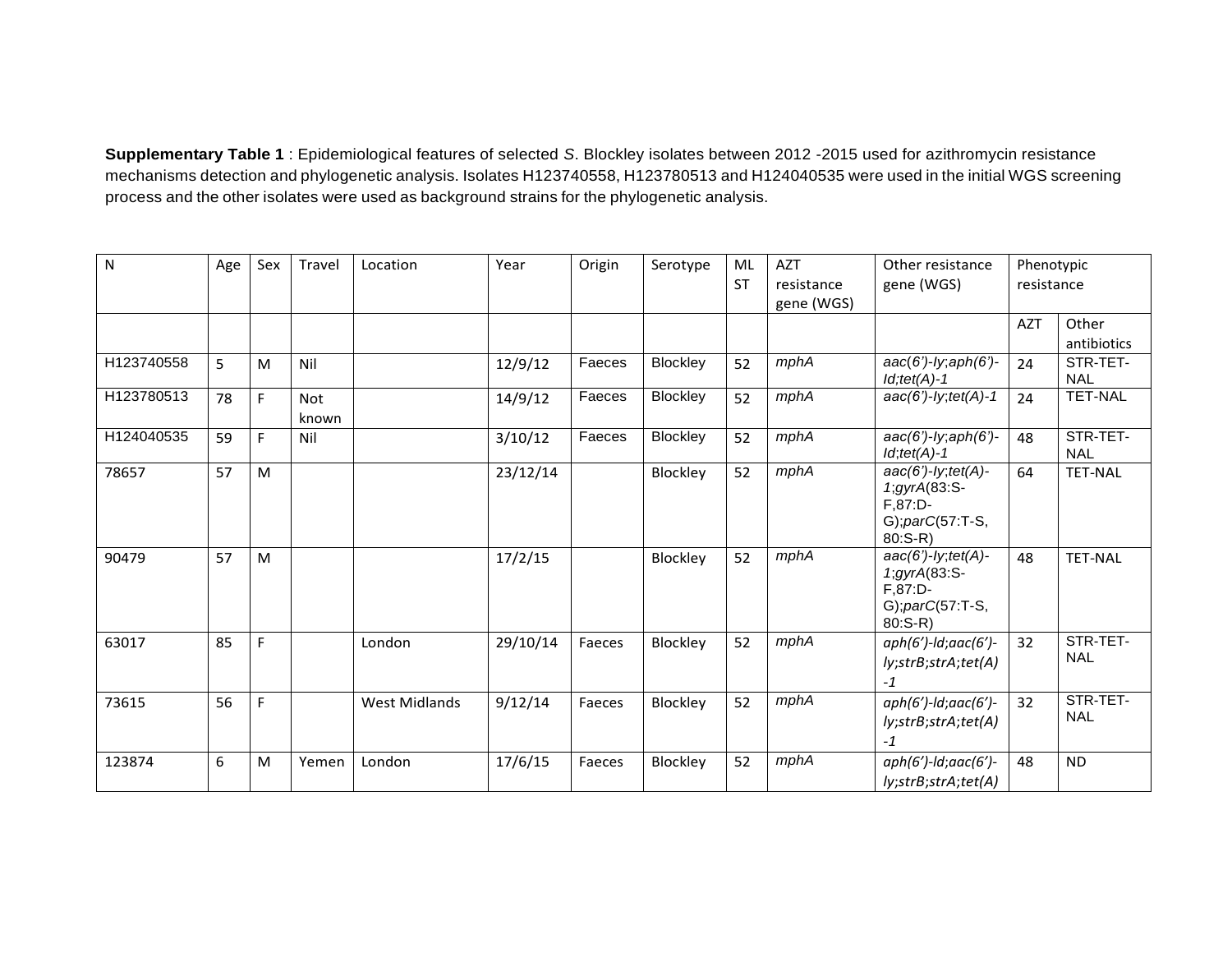**Supplementary Table 1** : Epidemiological features of selected *S*. Blockley isolates between 2012 -2015 used for azithromycin resistance mechanisms detection and phylogenetic analysis. Isolates H123740558, H123780513 and H124040535 were used in the initial WGS screening process and the other isolates were used as background strains for the phylogenetic analysis.

| N | Age | Sex | Travel | Location | Year | Origin | Serotype | ML ST | AZT resistance gene (WGS) | Other resistance gene (WGS) | Phenotypic resistance | |
|---|---|---|---|---|---|---|---|---|---|---|---|---|
| | | | | | | | | | | | AZT | Other antibiotics |
| H123740558 | 5 | M | Nil | | 12/9/12 | Faeces | Blockley | 52 | *mphA* | *aac(6')-Iy*;*aph(6')-Id*;*tet(A)-1* | 24 | STR-TET-NAL |
| H123780513 | 78 | F | Not known | | 14/9/12 | Faeces | Blockley | 52 | *mphA* | *aac(6')-Iy*;*tet(A)-1* | 24 | TET-NAL |
| H124040535 | 59 | F | Nil | | 3/10/12 | Faeces | Blockley | 52 | *mphA* | *aac(6')-Iy*;*aph(6')-Id*;*tet(A)-1* | 48 | STR-TET-NAL |
| 78657 | 57 | M | | | 23/12/14 | | Blockley | 52 | *mphA* | *aac(6')-Iy*;*tet(A)-1*;*gyrA*(83:S-F,87:D-G);*parC*(57:T-S, 80:S-R) | 64 | TET-NAL |
| 90479 | 57 | M | | | 17/2/15 | | Blockley | 52 | *mphA* | *aac(6')-Iy*;*tet(A)-1*;*gyrA*(83:S-F,87:D-G);*parC*(57:T-S, 80:S-R) | 48 | TET-NAL |
| 63017 | 85 | F | | London | 29/10/14 | Faeces | Blockley | 52 | *mphA* | *aph(6')-ld*;*aac(6')-ly*;*strB*;*strA*;*tet(A)-1* | 32 | STR-TET-NAL |
| 73615 | 56 | F | | West Midlands | 9/12/14 | Faeces | Blockley | 52 | *mphA* | *aph(6')-ld*;*aac(6')-ly*;*strB*;*strA*;*tet(A)-1* | 32 | STR-TET-NAL |
| 123874 | 6 | M | Yemen | London | 17/6/15 | Faeces | Blockley | 52 | *mphA* | *aph(6')-ld*;*aac(6')-ly*;*strB*;*strA*;*tet(A)* | 48 | ND |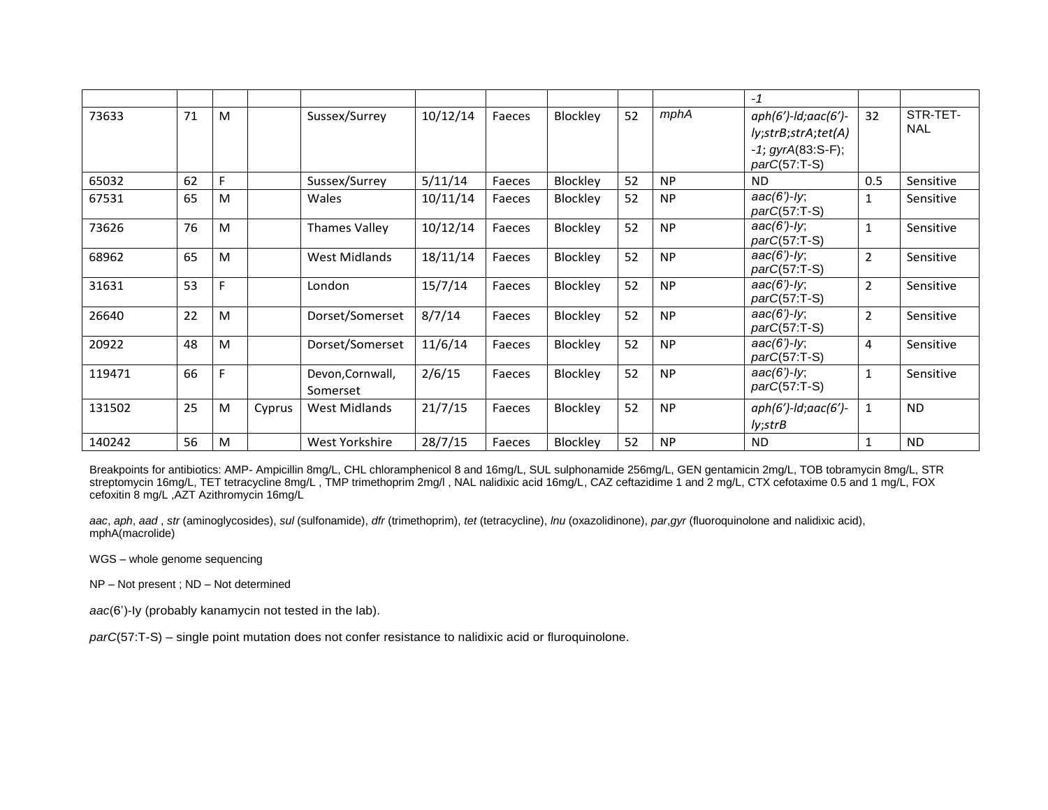| | | | | | | | | | | | | |
|---|---|---|---|---|---|---|---|---|---|---|---|---|
| | | | | | | | | | | *-1* | | |
| 73633 | 71 | M | | Sussex/Surrey | 10/12/14 | Faeces | Blockley | 52 | *mphA* | *aph(6')-ld;aac(6')-ly;strB;strA;tet(A) -1; gyrA*(83:S-F); *parC*(57:T-S) | 32 | STR-TET-NAL |
| 65032 | 62 | F | | Sussex/Surrey | 5/11/14 | Faeces | Blockley | 52 | NP | ND | 0.5 | Sensitive |
| 67531 | 65 | M | | Wales | 10/11/14 | Faeces | Blockley | 52 | NP | *aac(6')-ly*; *parC*(57:T-S) | 1 | Sensitive |
| 73626 | 76 | M | | Thames Valley | 10/12/14 | Faeces | Blockley | 52 | NP | *aac(6')-ly*; *parC*(57:T-S) | 1 | Sensitive |
| 68962 | 65 | M | | West Midlands | 18/11/14 | Faeces | Blockley | 52 | NP | *aac(6')-ly*; *parC*(57:T-S) | 2 | Sensitive |
| 31631 | 53 | F | | London | 15/7/14 | Faeces | Blockley | 52 | NP | *aac(6')-ly*; *parC*(57:T-S) | 2 | Sensitive |
| 26640 | 22 | M | | Dorset/Somerset | 8/7/14 | Faeces | Blockley | 52 | NP | *aac(6')-ly*; *parC*(57:T-S) | 2 | Sensitive |
| 20922 | 48 | M | | Dorset/Somerset | 11/6/14 | Faeces | Blockley | 52 | NP | *aac(6')-ly*; *parC*(57:T-S) | 4 | Sensitive |
| 119471 | 66 | F | | Devon,Cornwall, Somerset | 2/6/15 | Faeces | Blockley | 52 | NP | *aac(6')-ly*; *parC*(57:T-S) | 1 | Sensitive |
| 131502 | 25 | M | Cyprus | West Midlands | 21/7/15 | Faeces | Blockley | 52 | NP | *aph(6')-ld;aac(6')-ly;strB* | 1 | ND |
| 140242 | 56 | M | | West Yorkshire | 28/7/15 | Faeces | Blockley | 52 | NP | ND | 1 | ND |

Breakpoints for antibiotics: AMP- Ampicillin 8mg/L, CHL chloramphenicol 8 and 16mg/L, SUL sulphonamide 256mg/L, GEN gentamicin 2mg/L, TOB tobramycin 8mg/L, STR streptomycin 16mg/L, TET tetracycline 8mg/L , TMP trimethoprim 2mg/l , NAL nalidixic acid 16mg/L, CAZ ceftazidime 1 and 2 mg/L, CTX cefotaxime 0.5 and 1 mg/L, FOX cefoxitin 8 mg/L ,AZT Azithromycin 16mg/L

*aac*, *aph*, *aad* , *str* (aminoglycosides), *sul* (sulfonamide), *dfr* (trimethoprim), *tet* (tetracycline), *lnu* (oxazolidinone), *par*,*gyr* (fluoroquinolone and nalidixic acid), mphA(macrolide)

WGS – whole genome sequencing

NP – Not present ; ND – Not determined

*aac*(6')-Iy (probably kanamycin not tested in the lab).

*parC*(57:T-S) – single point mutation does not confer resistance to nalidixic acid or fluroquinolone.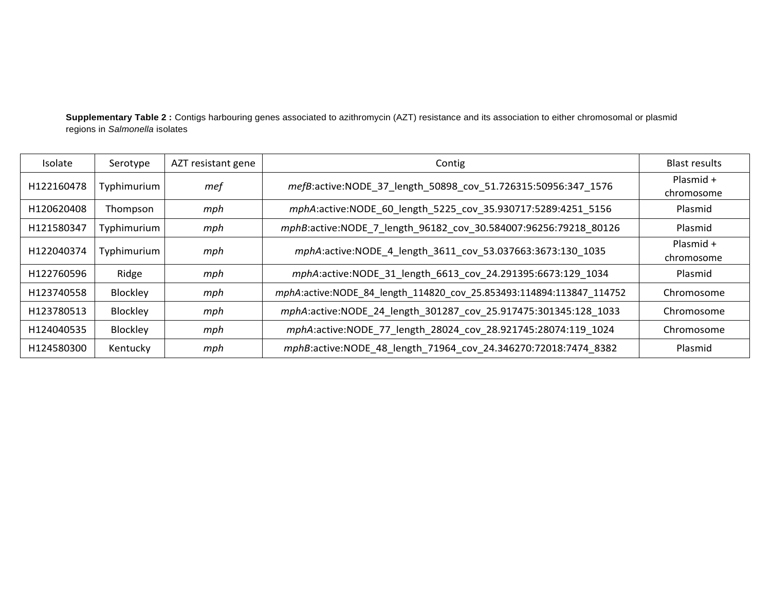**Supplementary Table 2 :** Contigs harbouring genes associated to azithromycin (AZT) resistance and its association to either chromosomal or plasmid regions in *Salmonella* isolates

| Isolate | Serotype | AZT resistant gene | Contig | Blast results |
|---|---|---|---|---|
| H122160478 | Typhimurium | *mef* | *mefB*:active:NODE_37_length_50898_cov_51.726315:50956:347_1576 | Plasmid + chromosome |
| H120620408 | Thompson | *mph* | *mphA*:active:NODE_60_length_5225_cov_35.930717:5289:4251_5156 | Plasmid |
| H121580347 | Typhimurium | *mph* | *mphB*:active:NODE_7_length_96182_cov_30.584007:96256:79218_80126 | Plasmid |
| H122040374 | Typhimurium | *mph* | *mphA*:active:NODE_4_length_3611_cov_53.037663:3673:130_1035 | Plasmid + chromosome |
| H122760596 | Ridge | *mph* | *mphA*:active:NODE_31_length_6613_cov_24.291395:6673:129_1034 | Plasmid |
| H123740558 | Blockley | *mph* | *mphA*:active:NODE_84_length_114820_cov_25.853493:114894:113847_114752 | Chromosome |
| H123780513 | Blockley | *mph* | *mphA*:active:NODE_24_length_301287_cov_25.917475:301345:128_1033 | Chromosome |
| H124040535 | Blockley | *mph* | *mphA*:active:NODE_77_length_28024_cov_28.921745:28074:119_1024 | Chromosome |
| H124580300 | Kentucky | *mph* | *mphB*:active:NODE_48_length_71964_cov_24.346270:72018:7474_8382 | Plasmid |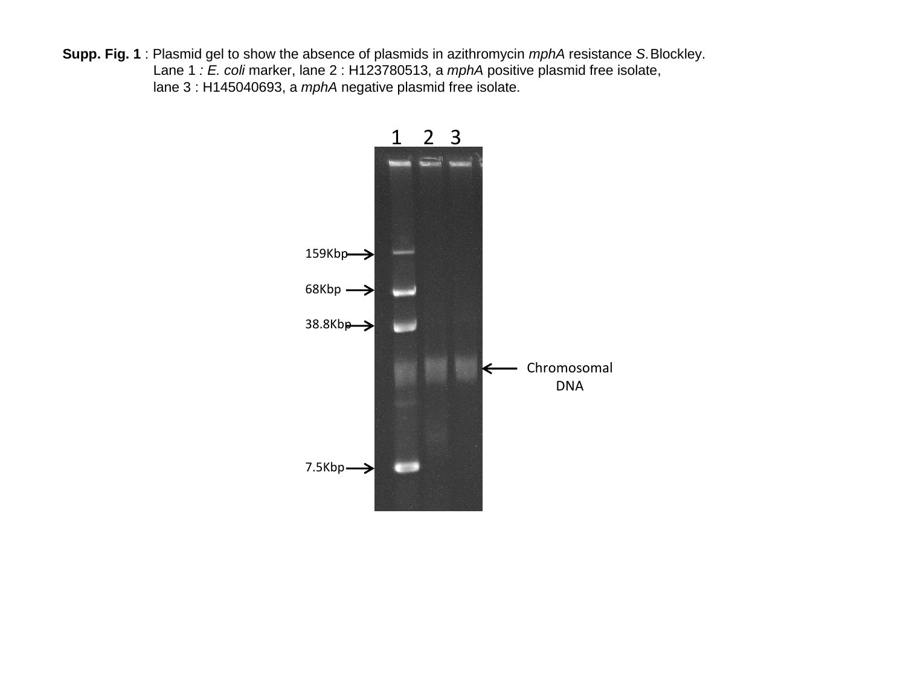**Supp. Fig. 1** : Plasmid gel to show the absence of plasmids in azithromycin *mphA* resistance *S.* Blockley.
Lane 1 *: E. coli* marker, lane 2 : H123780513, a *mphA* positive plasmid free isolate,
lane 3 : H145040693, a *mphA* negative plasmid free isolate.

1 2 3

159Kbp

68Kbp

38.8Kbp

7.5Kbp

Chromosomal DNA